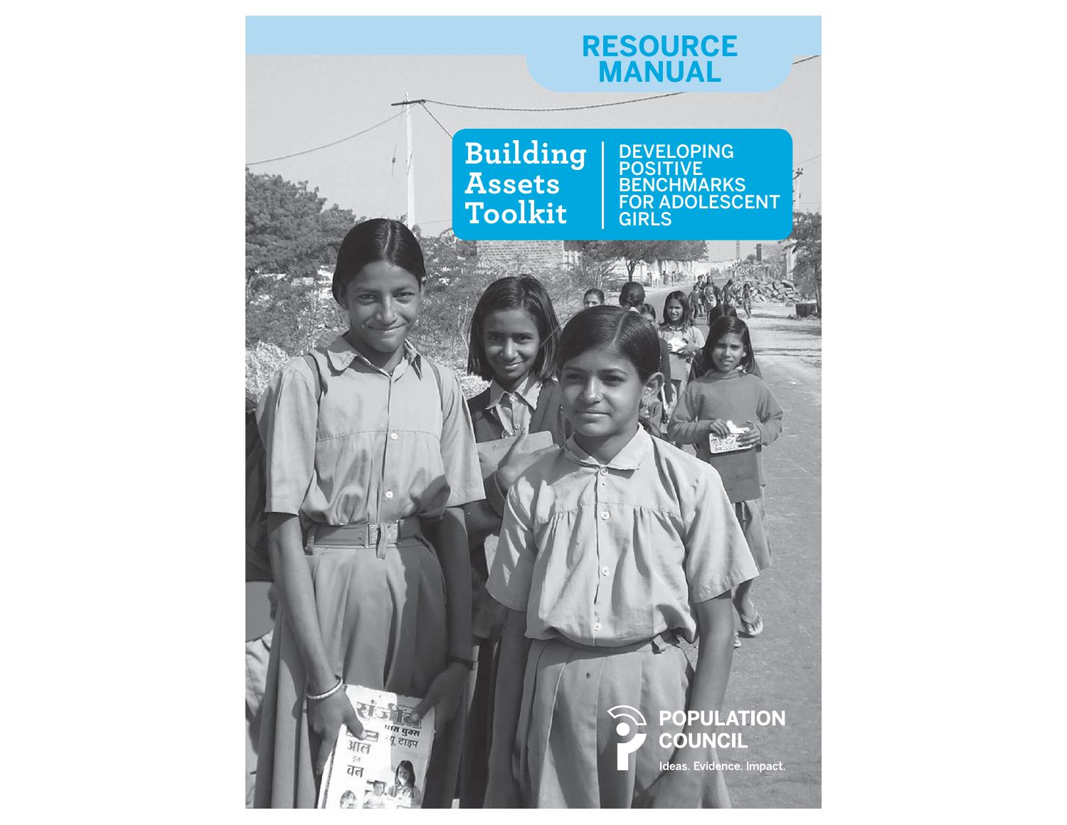RESOURCE MANUAL

# Building Assets Toolkit

## DEVELOPING POSITIVE BENCHMARKS FOR ADOLESCENT GIRLS

POPULATION COUNCIL

Ideas. Evidence. Impact.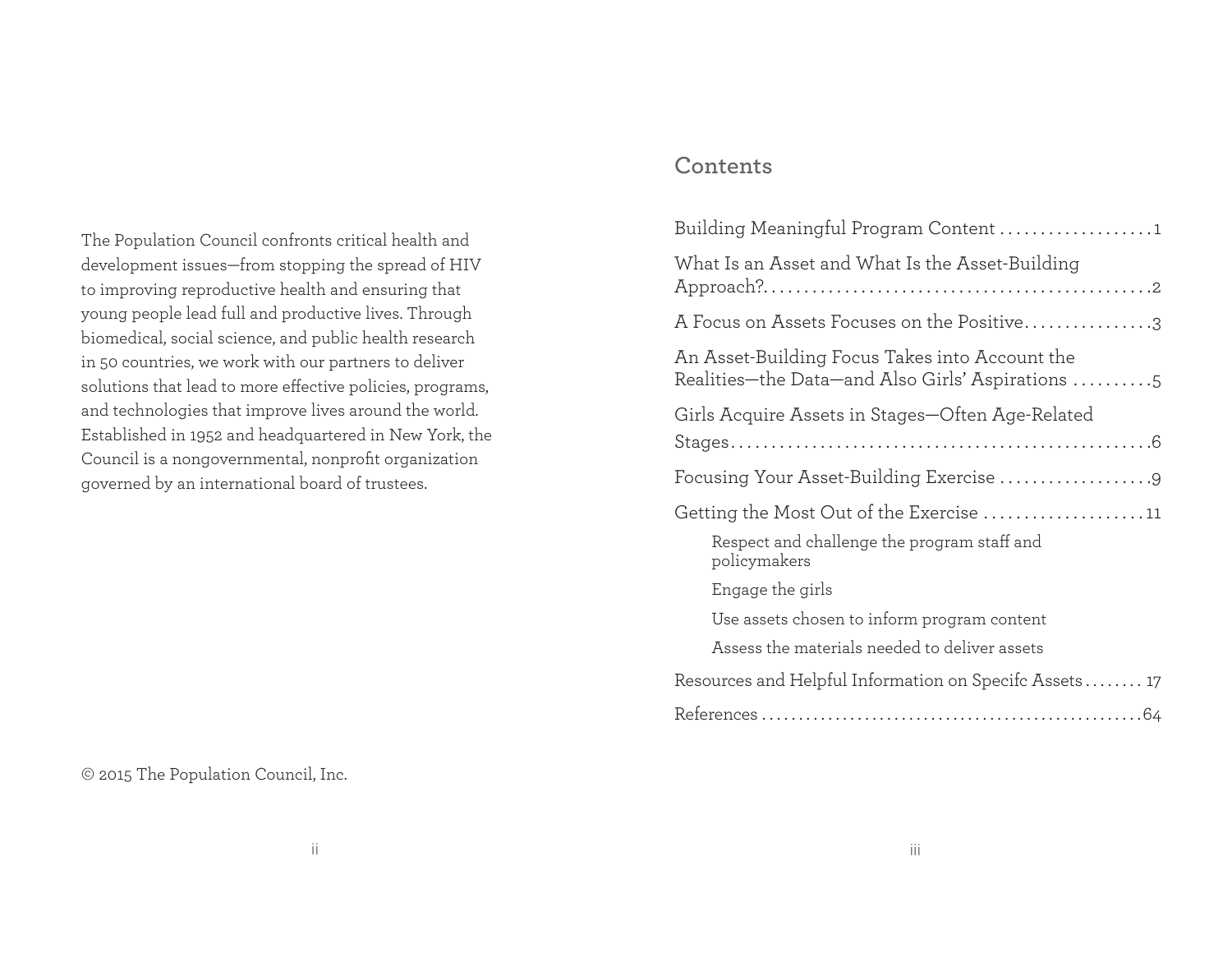The Population Council confronts critical health and development issues—from stopping the spread of HIV to improving reproductive health and ensuring that young people lead full and productive lives. Through biomedical, social science, and public health research in 50 countries, we work with our partners to deliver solutions that lead to more effective policies, programs, and technologies that improve lives around the world. Established in 1952 and headquartered in New York, the Council is a nongovernmental, nonprofit organization governed by an international board of trustees.

© 2015 The Population Council, Inc.

## Contents

Building Meaningful Program Content . . . . . . . . . . . . . . . . . . . 1

What Is an Asset and What Is the Asset-Building Approach? . . . . . . . . . . . . . . . . . . . . . . . . . . . . . . . . . . . . . . . . . . . . . 2

A Focus on Assets Focuses on the Positive . . . . . . . . . . . . . . . . 3

An Asset-Building Focus Takes into Account the Realities—the Data—and Also Girls' Aspirations . . . . . . . . . . 5

Girls Acquire Assets in Stages—Often Age-Related Stages . . . . . . . . . . . . . . . . . . . . . . . . . . . . . . . . . . . . . . . . . . . . . . . . . 6

Focusing Your Asset-Building Exercise . . . . . . . . . . . . . . . . . . . 9

Getting the Most Out of the Exercise . . . . . . . . . . . . . . . . . . . . 11

- Respect and challenge the program staff and policymakers
- Engage the girls
- Use assets chosen to inform program content
- Assess the materials needed to deliver assets

Resources and Helpful Information on Specifc Assets . . . . . . . . 17

References . . . . . . . . . . . . . . . . . . . . . . . . . . . . . . . . . . . . . . . . . . . . 64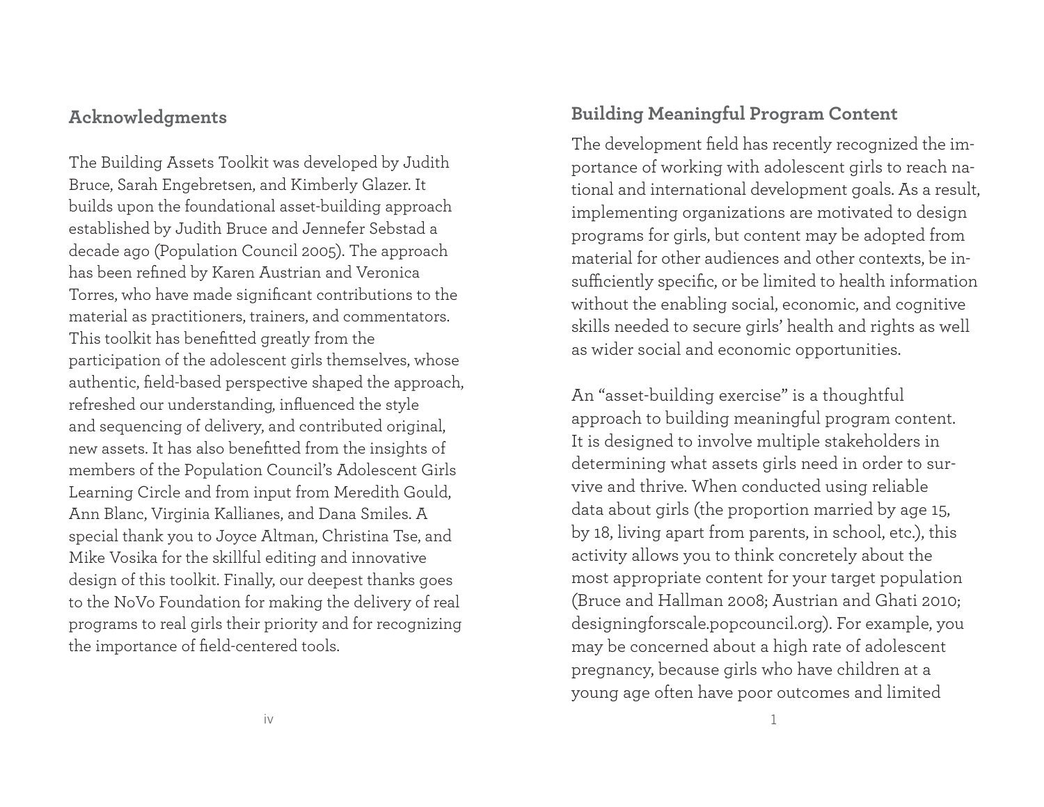## Acknowledgments

The Building Assets Toolkit was developed by Judith Bruce, Sarah Engebretsen, and Kimberly Glazer. It builds upon the foundational asset-building approach established by Judith Bruce and Jennefer Sebstad a decade ago (Population Council 2005). The approach has been refined by Karen Austrian and Veronica Torres, who have made significant contributions to the material as practitioners, trainers, and commentators. This toolkit has benefitted greatly from the participation of the adolescent girls themselves, whose authentic, field-based perspective shaped the approach, refreshed our understanding, influenced the style and sequencing of delivery, and contributed original, new assets. It has also benefitted from the insights of members of the Population Council's Adolescent Girls Learning Circle and from input from Meredith Gould, Ann Blanc, Virginia Kallianes, and Dana Smiles. A special thank you to Joyce Altman, Christina Tse, and Mike Vosika for the skillful editing and innovative design of this toolkit. Finally, our deepest thanks goes to the NoVo Foundation for making the delivery of real programs to real girls their priority and for recognizing the importance of field-centered tools.

## Building Meaningful Program Content

The development field has recently recognized the importance of working with adolescent girls to reach national and international development goals. As a result, implementing organizations are motivated to design programs for girls, but content may be adopted from material for other audiences and other contexts, be insufficiently specific, or be limited to health information without the enabling social, economic, and cognitive skills needed to secure girls' health and rights as well as wider social and economic opportunities.

An "asset-building exercise" is a thoughtful approach to building meaningful program content. It is designed to involve multiple stakeholders in determining what assets girls need in order to survive and thrive. When conducted using reliable data about girls (the proportion married by age 15, by 18, living apart from parents, in school, etc.), this activity allows you to think concretely about the most appropriate content for your target population (Bruce and Hallman 2008; Austrian and Ghati 2010; designingforscale.popcouncil.org). For example, you may be concerned about a high rate of adolescent pregnancy, because girls who have children at a young age often have poor outcomes and limited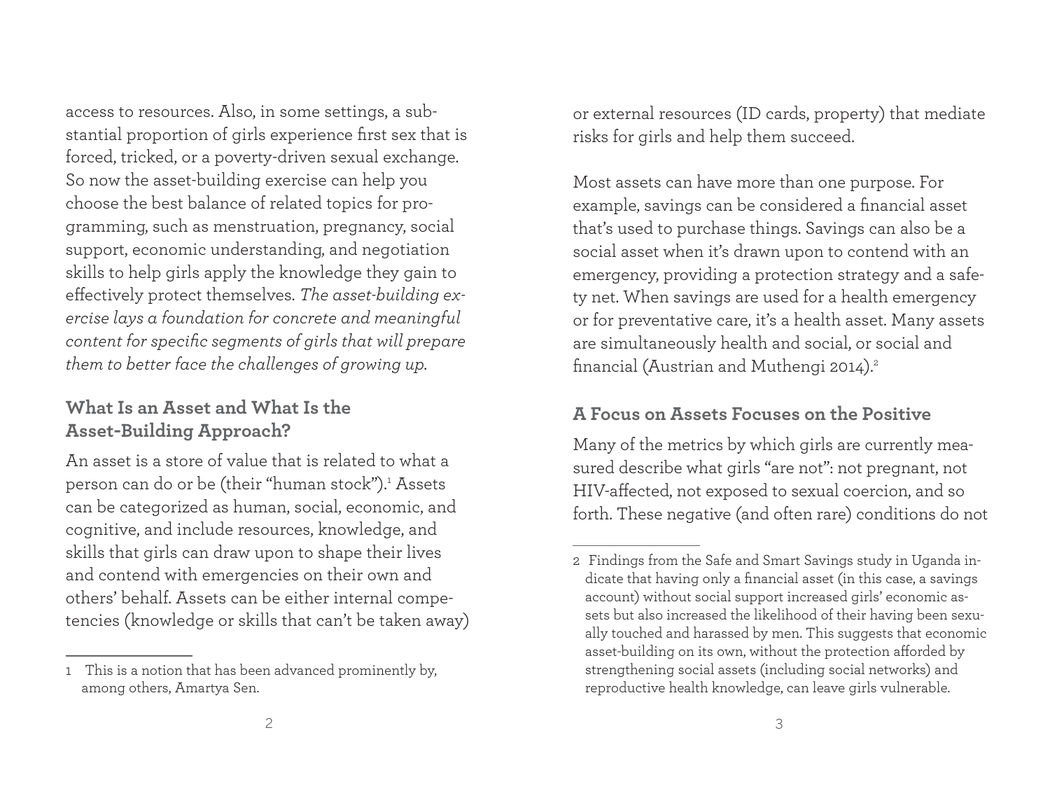access to resources. Also, in some settings, a substantial proportion of girls experience first sex that is forced, tricked, or a poverty-driven sexual exchange. So now the asset-building exercise can help you choose the best balance of related topics for programming, such as menstruation, pregnancy, social support, economic understanding, and negotiation skills to help girls apply the knowledge they gain to effectively protect themselves. *The asset-building exercise lays a foundation for concrete and meaningful content for specific segments of girls that will prepare them to better face the challenges of growing up.*

## What Is an Asset and What Is the Asset-Building Approach?

An asset is a store of value that is related to what a person can do or be (their "human stock").[1] Assets can be categorized as human, social, economic, and cognitive, and include resources, knowledge, and skills that girls can draw upon to shape their lives and contend with emergencies on their own and others' behalf. Assets can be either internal competencies (knowledge or skills that can't be taken away) or external resources (ID cards, property) that mediate risks for girls and help them succeed.

Most assets can have more than one purpose. For example, savings can be considered a financial asset that's used to purchase things. Savings can also be a social asset when it's drawn upon to contend with an emergency, providing a protection strategy and a safety net. When savings are used for a health emergency or for preventative care, it's a health asset. Many assets are simultaneously health and social, or social and financial (Austrian and Muthengi 2014).[2]

## A Focus on Assets Focuses on the Positive

Many of the metrics by which girls are currently measured describe what girls "are not": not pregnant, not HIV-affected, not exposed to sexual coercion, and so forth. These negative (and often rare) conditions do not

---

1 This is a notion that has been advanced prominently by, among others, Amartya Sen.

2 Findings from the Safe and Smart Savings study in Uganda indicate that having only a financial asset (in this case, a savings account) without social support increased girls' economic assets but also increased the likelihood of their having been sexually touched and harassed by men. This suggests that economic asset-building on its own, without the protection afforded by strengthening social assets (including social networks) and reproductive health knowledge, can leave girls vulnerable.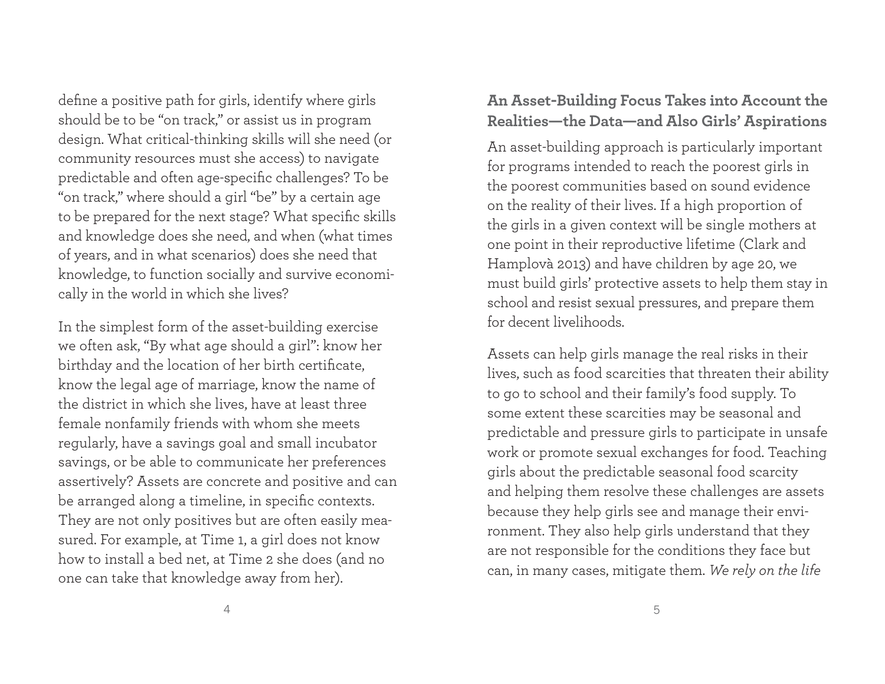define a positive path for girls, identify where girls should be to be "on track," or assist us in program design. What critical-thinking skills will she need (or community resources must she access) to navigate predictable and often age-specific challenges? To be "on track," where should a girl "be" by a certain age to be prepared for the next stage? What specific skills and knowledge does she need, and when (what times of years, and in what scenarios) does she need that knowledge, to function socially and survive economically in the world in which she lives?

In the simplest form of the asset-building exercise we often ask, "By what age should a girl": know her birthday and the location of her birth certificate, know the legal age of marriage, know the name of the district in which she lives, have at least three female nonfamily friends with whom she meets regularly, have a savings goal and small incubator savings, or be able to communicate her preferences assertively? Assets are concrete and positive and can be arranged along a timeline, in specific contexts. They are not only positives but are often easily measured. For example, at Time 1, a girl does not know how to install a bed net, at Time 2 she does (and no one can take that knowledge away from her).

### An Asset-Building Focus Takes into Account the Realities—the Data—and Also Girls' Aspirations

An asset-building approach is particularly important for programs intended to reach the poorest girls in the poorest communities based on sound evidence on the reality of their lives. If a high proportion of the girls in a given context will be single mothers at one point in their reproductive lifetime (Clark and Hamplovà 2013) and have children by age 20, we must build girls' protective assets to help them stay in school and resist sexual pressures, and prepare them for decent livelihoods.

Assets can help girls manage the real risks in their lives, such as food scarcities that threaten their ability to go to school and their family's food supply. To some extent these scarcities may be seasonal and predictable and pressure girls to participate in unsafe work or promote sexual exchanges for food. Teaching girls about the predictable seasonal food scarcity and helping them resolve these challenges are assets because they help girls see and manage their environment. They also help girls understand that they are not responsible for the conditions they face but can, in many cases, mitigate them. *We rely on the life*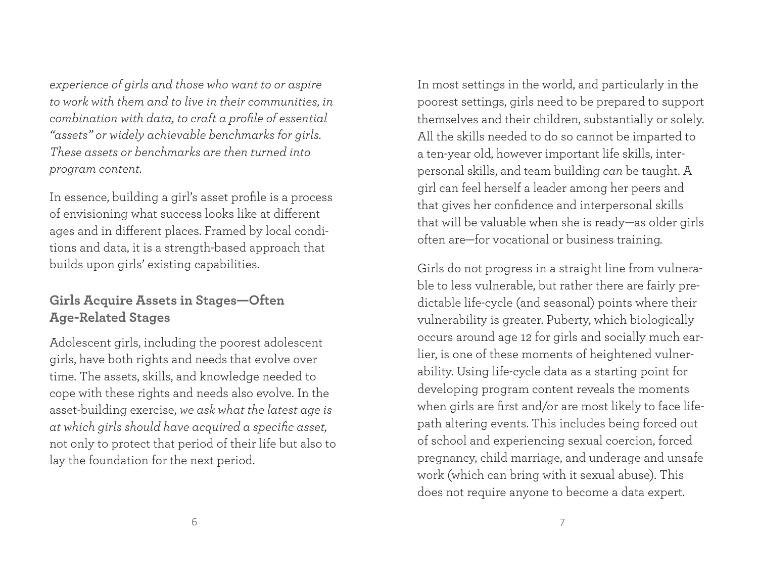*experience of girls and those who want to or aspire to work with them and to live in their communities, in combination with data, to craft a profile of essential "assets" or widely achievable benchmarks for girls. These assets or benchmarks are then turned into program content.*

In essence, building a girl's asset profile is a process of envisioning what success looks like at different ages and in different places. Framed by local conditions and data, it is a strength-based approach that builds upon girls' existing capabilities.

## Girls Acquire Assets in Stages—Often Age-Related Stages

Adolescent girls, including the poorest adolescent girls, have both rights and needs that evolve over time. The assets, skills, and knowledge needed to cope with these rights and needs also evolve. In the asset-building exercise, *we ask what the latest age is at which girls should have acquired a specific asset,* not only to protect that period of their life but also to lay the foundation for the next period.

In most settings in the world, and particularly in the poorest settings, girls need to be prepared to support themselves and their children, substantially or solely. All the skills needed to do so cannot be imparted to a ten-year old, however important life skills, interpersonal skills, and team building *can* be taught. A girl can feel herself a leader among her peers and that gives her confidence and interpersonal skills that will be valuable when she is ready—as older girls often are—for vocational or business training.

Girls do not progress in a straight line from vulnerable to less vulnerable, but rather there are fairly predictable life-cycle (and seasonal) points where their vulnerability is greater. Puberty, which biologically occurs around age 12 for girls and socially much earlier, is one of these moments of heightened vulnerability. Using life-cycle data as a starting point for developing program content reveals the moments when girls are first and/or are most likely to face life-path altering events. This includes being forced out of school and experiencing sexual coercion, forced pregnancy, child marriage, and underage and unsafe work (which can bring with it sexual abuse). This does not require anyone to become a data expert.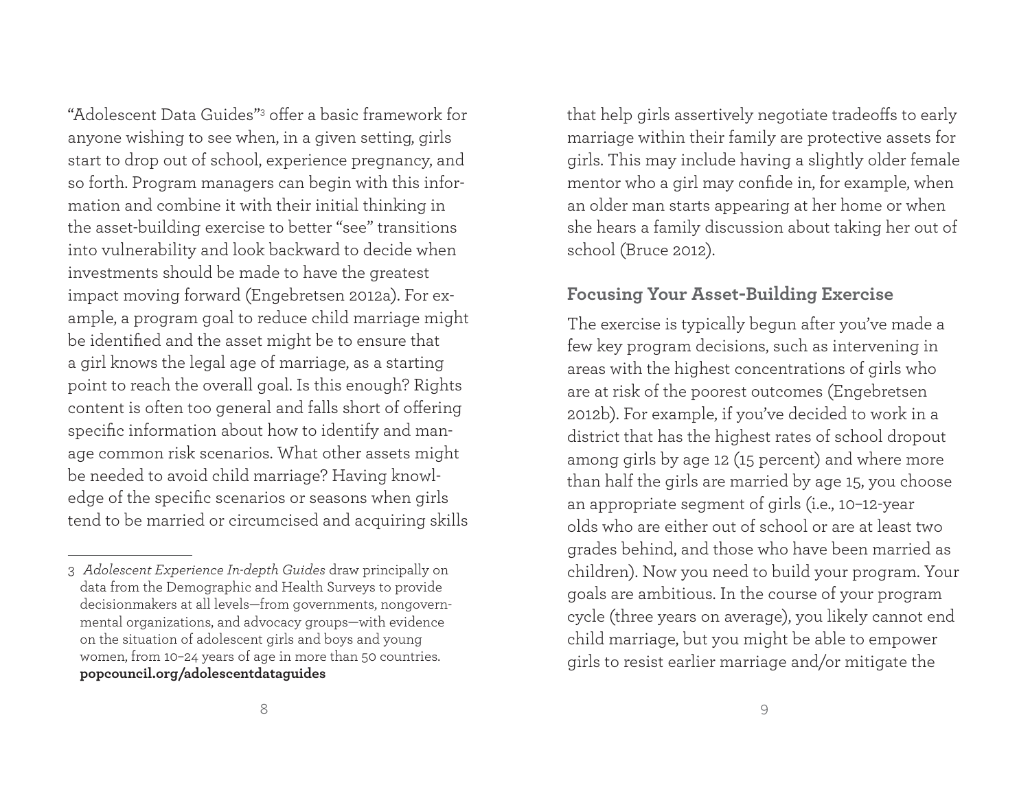"Adolescent Data Guides"[3] offer a basic framework for anyone wishing to see when, in a given setting, girls start to drop out of school, experience pregnancy, and so forth. Program managers can begin with this information and combine it with their initial thinking in the asset-building exercise to better "see" transitions into vulnerability and look backward to decide when investments should be made to have the greatest impact moving forward (Engebretsen 2012a). For example, a program goal to reduce child marriage might be identified and the asset might be to ensure that a girl knows the legal age of marriage, as a starting point to reach the overall goal. Is this enough? Rights content is often too general and falls short of offering specific information about how to identify and manage common risk scenarios. What other assets might be needed to avoid child marriage? Having knowledge of the specific scenarios or seasons when girls tend to be married or circumcised and acquiring skills that help girls assertively negotiate tradeoffs to early marriage within their family are protective assets for girls. This may include having a slightly older female mentor who a girl may confide in, for example, when an older man starts appearing at her home or when she hears a family discussion about taking her out of school (Bruce 2012).

### Focusing Your Asset-Building Exercise

The exercise is typically begun after you've made a few key program decisions, such as intervening in areas with the highest concentrations of girls who are at risk of the poorest outcomes (Engebretsen 2012b). For example, if you've decided to work in a district that has the highest rates of school dropout among girls by age 12 (15 percent) and where more than half the girls are married by age 15, you choose an appropriate segment of girls (i.e., 10–12-year olds who are either out of school or are at least two grades behind, and those who have been married as children). Now you need to build your program. Your goals are ambitious. In the course of your program cycle (three years on average), you likely cannot end child marriage, but you might be able to empower girls to resist earlier marriage and/or mitigate the

---

3 *Adolescent Experience In-depth Guides* draw principally on data from the Demographic and Health Surveys to provide decisionmakers at all levels—from governments, nongovernmental organizations, and advocacy groups—with evidence on the situation of adolescent girls and boys and young women, from 10–24 years of age in more than 50 countries. **popcouncil.org/adolescentdataguides**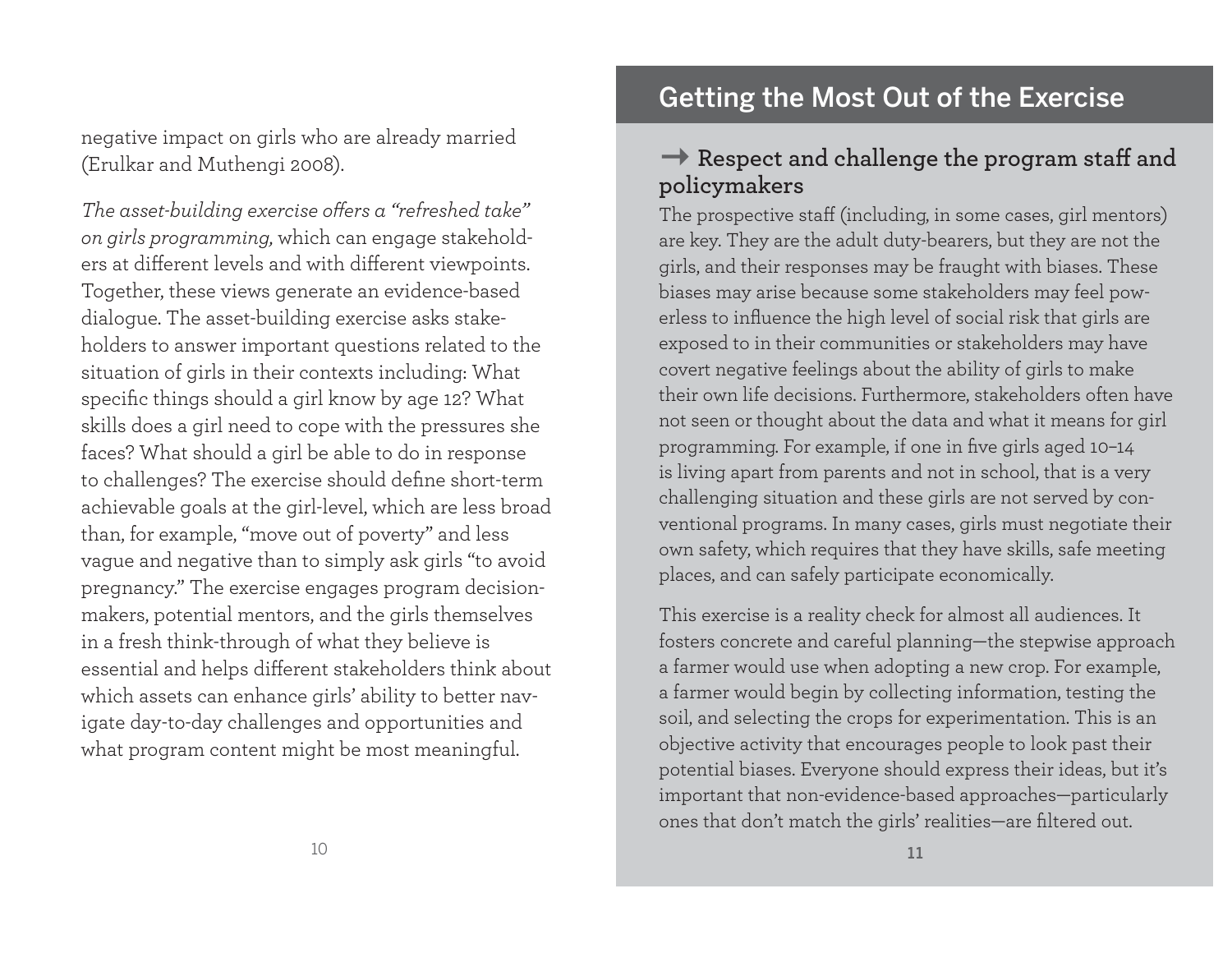negative impact on girls who are already married (Erulkar and Muthengi 2008).

*The asset-building exercise offers a "refreshed take" on girls programming,* which can engage stakeholders at different levels and with different viewpoints. Together, these views generate an evidence-based dialogue. The asset-building exercise asks stakeholders to answer important questions related to the situation of girls in their contexts including: What specific things should a girl know by age 12? What skills does a girl need to cope with the pressures she faces? What should a girl be able to do in response to challenges? The exercise should define short-term achievable goals at the girl-level, which are less broad than, for example, "move out of poverty" and less vague and negative than to simply ask girls "to avoid pregnancy." The exercise engages program decision-makers, potential mentors, and the girls themselves in a fresh think-through of what they believe is essential and helps different stakeholders think about which assets can enhance girls' ability to better navigate day-to-day challenges and opportunities and what program content might be most meaningful.

## Getting the Most Out of the Exercise

### → Respect and challenge the program staff and policymakers

The prospective staff (including, in some cases, girl mentors) are key. They are the adult duty-bearers, but they are not the girls, and their responses may be fraught with biases. These biases may arise because some stakeholders may feel powerless to influence the high level of social risk that girls are exposed to in their communities or stakeholders may have covert negative feelings about the ability of girls to make their own life decisions. Furthermore, stakeholders often have not seen or thought about the data and what it means for girl programming. For example, if one in five girls aged 10–14 is living apart from parents and not in school, that is a very challenging situation and these girls are not served by conventional programs. In many cases, girls must negotiate their own safety, which requires that they have skills, safe meeting places, and can safely participate economically.

This exercise is a reality check for almost all audiences. It fosters concrete and careful planning—the stepwise approach a farmer would use when adopting a new crop. For example, a farmer would begin by collecting information, testing the soil, and selecting the crops for experimentation. This is an objective activity that encourages people to look past their potential biases. Everyone should express their ideas, but it's important that non-evidence-based approaches—particularly ones that don't match the girls' realities—are filtered out.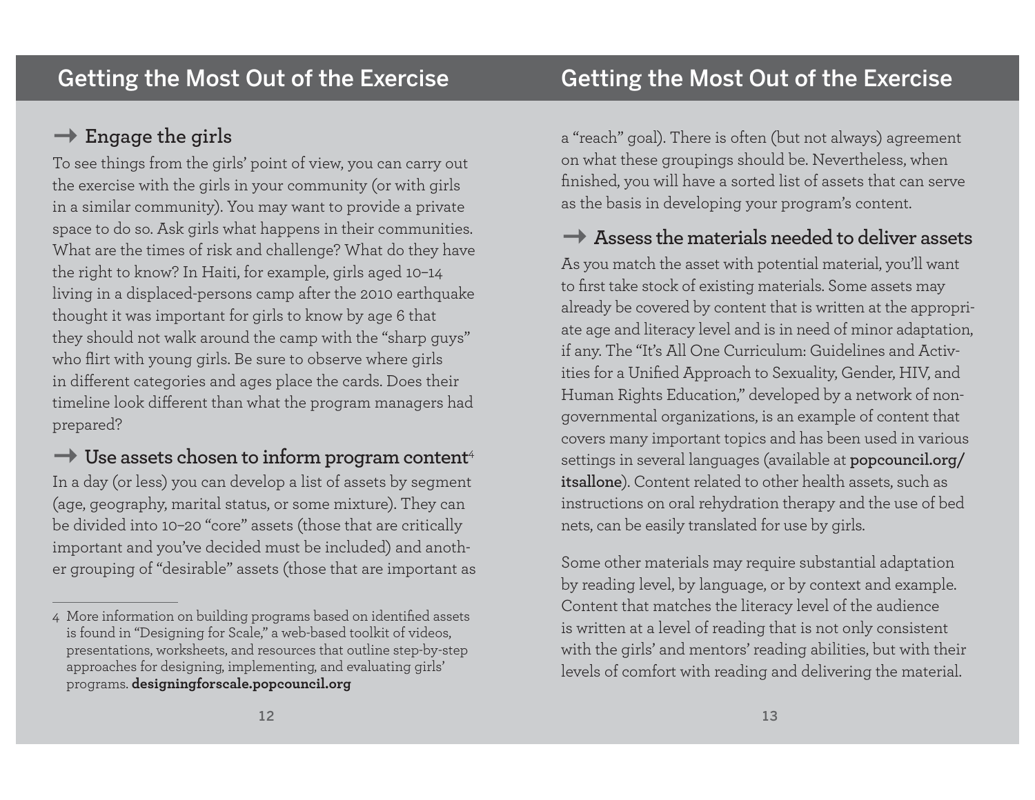## → Engage the girls

To see things from the girls' point of view, you can carry out the exercise with the girls in your community (or with girls in a similar community). You may want to provide a private space to do so. Ask girls what happens in their communities. What are the times of risk and challenge? What do they have the right to know? In Haiti, for example, girls aged 10–14 living in a displaced-persons camp after the 2010 earthquake thought it was important for girls to know by age 6 that they should not walk around the camp with the "sharp guys" who flirt with young girls. Be sure to observe where girls in different categories and ages place the cards. Does their timeline look different than what the program managers had prepared?

## → Use assets chosen to inform program content[4]

In a day (or less) you can develop a list of assets by segment (age, geography, marital status, or some mixture). They can be divided into 10–20 "core" assets (those that are critically important and you've decided must be included) and another grouping of "desirable" assets (those that are important as a "reach" goal). There is often (but not always) agreement on what these groupings should be. Nevertheless, when finished, you will have a sorted list of assets that can serve as the basis in developing your program's content.

## → Assess the materials needed to deliver assets

As you match the asset with potential material, you'll want to first take stock of existing materials. Some assets may already be covered by content that is written at the appropriate age and literacy level and is in need of minor adaptation, if any. The "It's All One Curriculum: Guidelines and Activities for a Unified Approach to Sexuality, Gender, HIV, and Human Rights Education," developed by a network of nongovernmental organizations, is an example of content that covers many important topics and has been used in various settings in several languages (available at **popcouncil.org/itsallone**). Content related to other health assets, such as instructions on oral rehydration therapy and the use of bed nets, can be easily translated for use by girls.

Some other materials may require substantial adaptation by reading level, by language, or by context and example. Content that matches the literacy level of the audience is written at a level of reading that is not only consistent with the girls' and mentors' reading abilities, but with their levels of comfort with reading and delivering the material.

---

4 More information on building programs based on identified assets is found in "Designing for Scale," a web-based toolkit of videos, presentations, worksheets, and resources that outline step-by-step approaches for designing, implementing, and evaluating girls' programs. **designingforscale.popcouncil.org**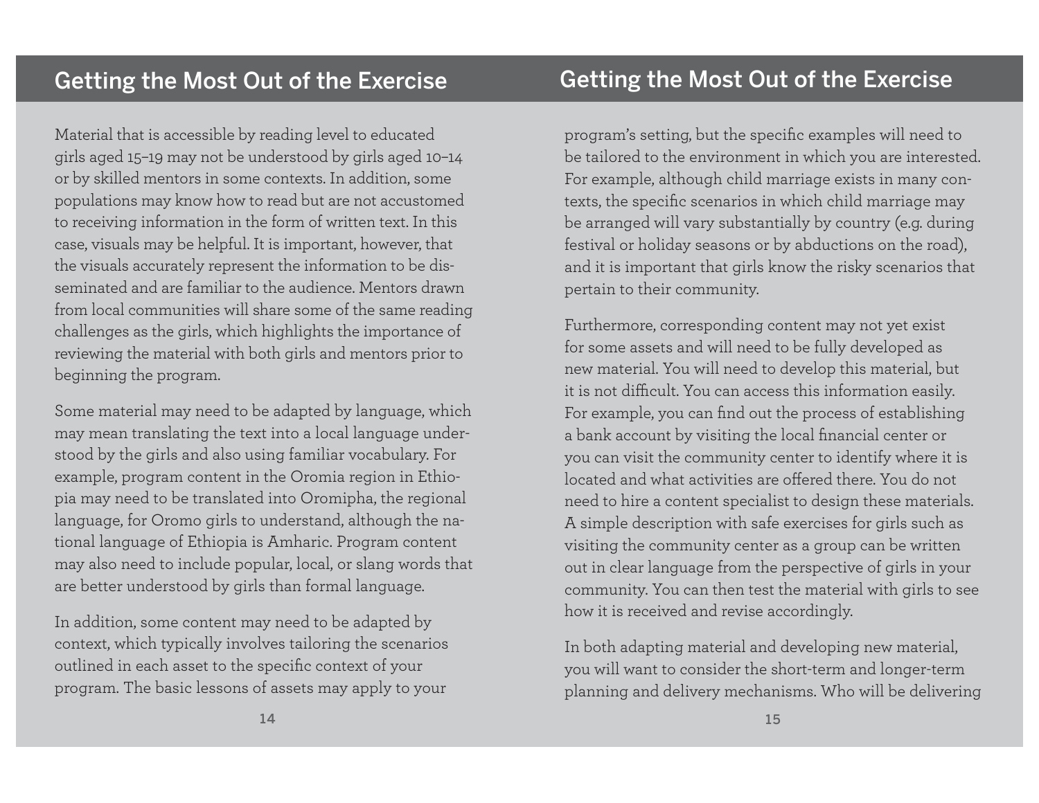## Getting the Most Out of the Exercise

Material that is accessible by reading level to educated girls aged 15–19 may not be understood by girls aged 10–14 or by skilled mentors in some contexts. In addition, some populations may know how to read but are not accustomed to receiving information in the form of written text. In this case, visuals may be helpful. It is important, however, that the visuals accurately represent the information to be disseminated and are familiar to the audience. Mentors drawn from local communities will share some of the same reading challenges as the girls, which highlights the importance of reviewing the material with both girls and mentors prior to beginning the program.

Some material may need to be adapted by language, which may mean translating the text into a local language understood by the girls and also using familiar vocabulary. For example, program content in the Oromia region in Ethiopia may need to be translated into Oromipha, the regional language, for Oromo girls to understand, although the national language of Ethiopia is Amharic. Program content may also need to include popular, local, or slang words that are better understood by girls than formal language.

In addition, some content may need to be adapted by context, which typically involves tailoring the scenarios outlined in each asset to the specific context of your program. The basic lessons of assets may apply to your program's setting, but the specific examples will need to be tailored to the environment in which you are interested. For example, although child marriage exists in many contexts, the specific scenarios in which child marriage may be arranged will vary substantially by country (e.g. during festival or holiday seasons or by abductions on the road), and it is important that girls know the risky scenarios that pertain to their community.

Furthermore, corresponding content may not yet exist for some assets and will need to be fully developed as new material. You will need to develop this material, but it is not difficult. You can access this information easily. For example, you can find out the process of establishing a bank account by visiting the local financial center or you can visit the community center to identify where it is located and what activities are offered there. You do not need to hire a content specialist to design these materials. A simple description with safe exercises for girls such as visiting the community center as a group can be written out in clear language from the perspective of girls in your community. You can then test the material with girls to see how it is received and revise accordingly.

In both adapting material and developing new material, you will want to consider the short-term and longer-term planning and delivery mechanisms. Who will be delivering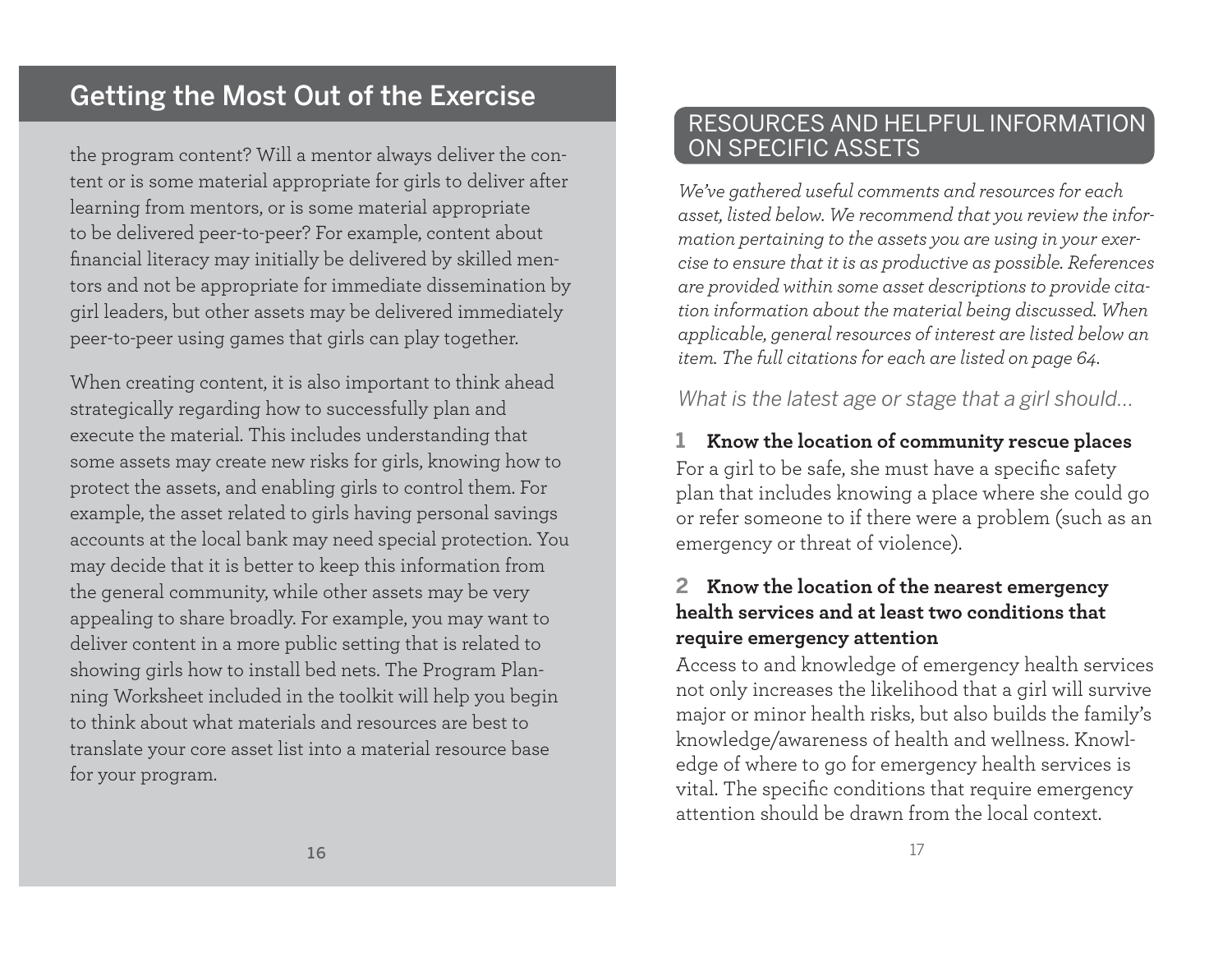## Getting the Most Out of the Exercise

the program content? Will a mentor always deliver the content or is some material appropriate for girls to deliver after learning from mentors, or is some material appropriate to be delivered peer-to-peer? For example, content about financial literacy may initially be delivered by skilled mentors and not be appropriate for immediate dissemination by girl leaders, but other assets may be delivered immediately peer-to-peer using games that girls can play together.

When creating content, it is also important to think ahead strategically regarding how to successfully plan and execute the material. This includes understanding that some assets may create new risks for girls, knowing how to protect the assets, and enabling girls to control them. For example, the asset related to girls having personal savings accounts at the local bank may need special protection. You may decide that it is better to keep this information from the general community, while other assets may be very appealing to share broadly. For example, you may want to deliver content in a more public setting that is related to showing girls how to install bed nets. The Program Planning Worksheet included in the toolkit will help you begin to think about what materials and resources are best to translate your core asset list into a material resource base for your program.

## RESOURCES AND HELPFUL INFORMATION ON SPECIFIC ASSETS

*We've gathered useful comments and resources for each asset, listed below. We recommend that you review the information pertaining to the assets you are using in your exercise to ensure that it is as productive as possible. References are provided within some asset descriptions to provide citation information about the material being discussed. When applicable, general resources of interest are listed below an item. The full citations for each are listed on page 64.*

*What is the latest age or stage that a girl should...*

**1 Know the location of community rescue places**

For a girl to be safe, she must have a specific safety plan that includes knowing a place where she could go or refer someone to if there were a problem (such as an emergency or threat of violence).

**2 Know the location of the nearest emergency health services and at least two conditions that require emergency attention**

Access to and knowledge of emergency health services not only increases the likelihood that a girl will survive major or minor health risks, but also builds the family's knowledge/awareness of health and wellness. Knowledge of where to go for emergency health services is vital. The specific conditions that require emergency attention should be drawn from the local context.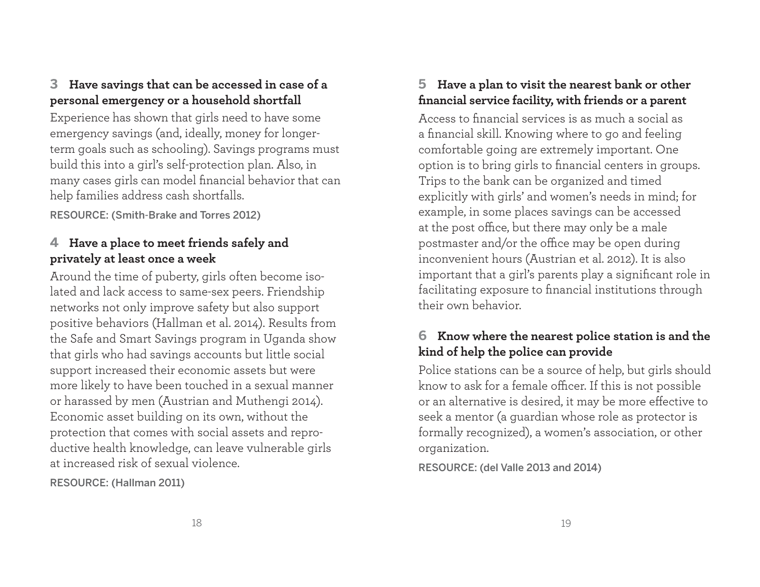### 3 Have savings that can be accessed in case of a personal emergency or a household shortfall

Experience has shown that girls need to have some emergency savings (and, ideally, money for longer-term goals such as schooling). Savings programs must build this into a girl's self-protection plan. Also, in many cases girls can model financial behavior that can help families address cash shortfalls.

RESOURCE: (Smith-Brake and Torres 2012)

### 4 Have a place to meet friends safely and privately at least once a week

Around the time of puberty, girls often become isolated and lack access to same-sex peers. Friendship networks not only improve safety but also support positive behaviors (Hallman et al. 2014). Results from the Safe and Smart Savings program in Uganda show that girls who had savings accounts but little social support increased their economic assets but were more likely to have been touched in a sexual manner or harassed by men (Austrian and Muthengi 2014). Economic asset building on its own, without the protection that comes with social assets and reproductive health knowledge, can leave vulnerable girls at increased risk of sexual violence.

RESOURCE: (Hallman 2011)

### 5 Have a plan to visit the nearest bank or other financial service facility, with friends or a parent

Access to financial services is as much a social as a financial skill. Knowing where to go and feeling comfortable going are extremely important. One option is to bring girls to financial centers in groups. Trips to the bank can be organized and timed explicitly with girls' and women's needs in mind; for example, in some places savings can be accessed at the post office, but there may only be a male postmaster and/or the office may be open during inconvenient hours (Austrian et al. 2012). It is also important that a girl's parents play a significant role in facilitating exposure to financial institutions through their own behavior.

### 6 Know where the nearest police station is and the kind of help the police can provide

Police stations can be a source of help, but girls should know to ask for a female officer. If this is not possible or an alternative is desired, it may be more effective to seek a mentor (a guardian whose role as protector is formally recognized), a women's association, or other organization.

RESOURCE: (del Valle 2013 and 2014)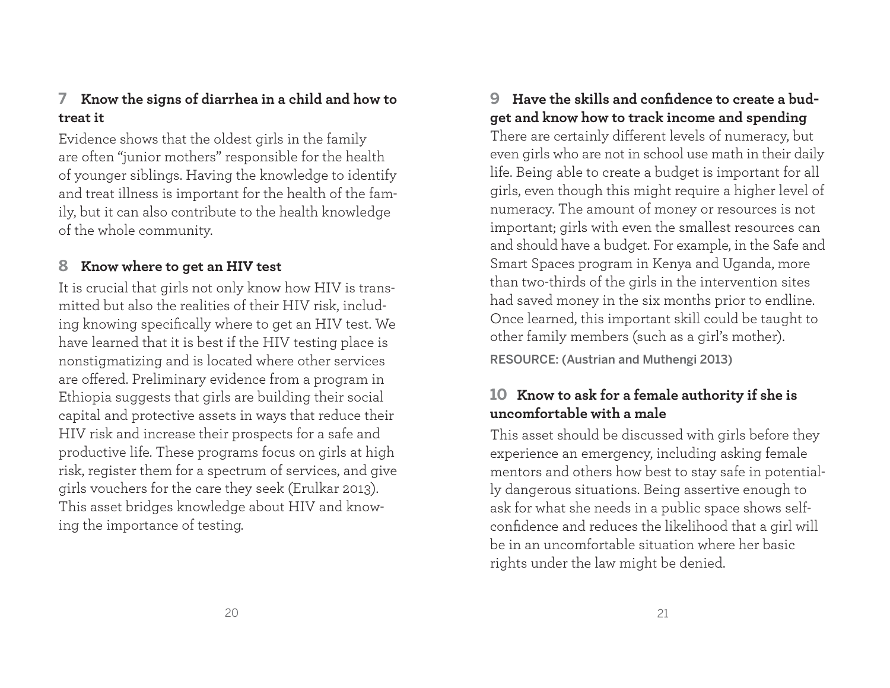### 7 Know the signs of diarrhea in a child and how to treat it

Evidence shows that the oldest girls in the family are often "junior mothers" responsible for the health of younger siblings. Having the knowledge to identify and treat illness is important for the health of the family, but it can also contribute to the health knowledge of the whole community.

### 8 Know where to get an HIV test

It is crucial that girls not only know how HIV is transmitted but also the realities of their HIV risk, including knowing specifically where to get an HIV test. We have learned that it is best if the HIV testing place is nonstigmatizing and is located where other services are offered. Preliminary evidence from a program in Ethiopia suggests that girls are building their social capital and protective assets in ways that reduce their HIV risk and increase their prospects for a safe and productive life. These programs focus on girls at high risk, register them for a spectrum of services, and give girls vouchers for the care they seek (Erulkar 2013). This asset bridges knowledge about HIV and knowing the importance of testing.

### 9 Have the skills and confidence to create a budget and know how to track income and spending

There are certainly different levels of numeracy, but even girls who are not in school use math in their daily life. Being able to create a budget is important for all girls, even though this might require a higher level of numeracy. The amount of money or resources is not important; girls with even the smallest resources can and should have a budget. For example, in the Safe and Smart Spaces program in Kenya and Uganda, more than two-thirds of the girls in the intervention sites had saved money in the six months prior to endline. Once learned, this important skill could be taught to other family members (such as a girl's mother).

RESOURCE: (Austrian and Muthengi 2013)

### 10 Know to ask for a female authority if she is uncomfortable with a male

This asset should be discussed with girls before they experience an emergency, including asking female mentors and others how best to stay safe in potentially dangerous situations. Being assertive enough to ask for what she needs in a public space shows self-confidence and reduces the likelihood that a girl will be in an uncomfortable situation where her basic rights under the law might be denied.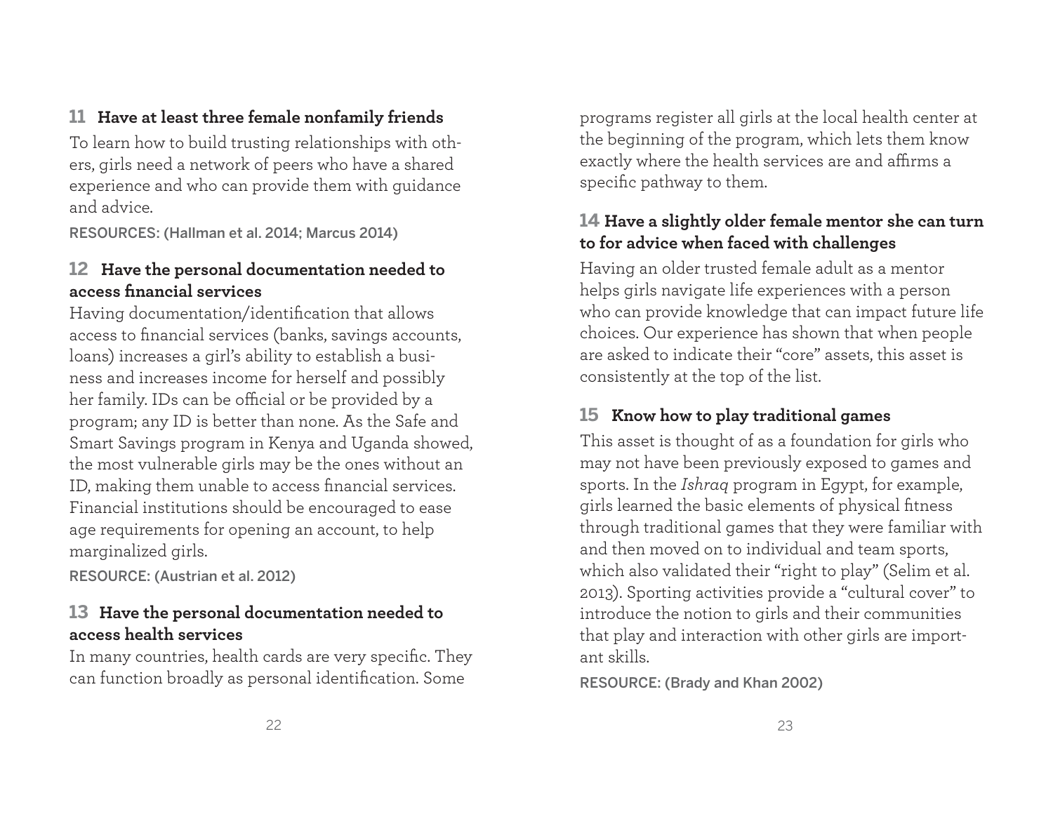### 11 Have at least three female nonfamily friends

To learn how to build trusting relationships with others, girls need a network of peers who have a shared experience and who can provide them with guidance and advice.

RESOURCES: (Hallman et al. 2014; Marcus 2014)

### 12 Have the personal documentation needed to access financial services

Having documentation/identification that allows access to financial services (banks, savings accounts, loans) increases a girl's ability to establish a business and increases income for herself and possibly her family. IDs can be official or be provided by a program; any ID is better than none. As the Safe and Smart Savings program in Kenya and Uganda showed, the most vulnerable girls may be the ones without an ID, making them unable to access financial services. Financial institutions should be encouraged to ease age requirements for opening an account, to help marginalized girls.

RESOURCE: (Austrian et al. 2012)

### 13 Have the personal documentation needed to access health services

In many countries, health cards are very specific. They can function broadly as personal identification. Some programs register all girls at the local health center at the beginning of the program, which lets them know exactly where the health services are and affirms a specific pathway to them.

### 14 Have a slightly older female mentor she can turn to for advice when faced with challenges

Having an older trusted female adult as a mentor helps girls navigate life experiences with a person who can provide knowledge that can impact future life choices. Our experience has shown that when people are asked to indicate their "core" assets, this asset is consistently at the top of the list.

### 15 Know how to play traditional games

This asset is thought of as a foundation for girls who may not have been previously exposed to games and sports. In the *Ishraq* program in Egypt, for example, girls learned the basic elements of physical fitness through traditional games that they were familiar with and then moved on to individual and team sports, which also validated their "right to play" (Selim et al. 2013). Sporting activities provide a "cultural cover" to introduce the notion to girls and their communities that play and interaction with other girls are important skills.

RESOURCE: (Brady and Khan 2002)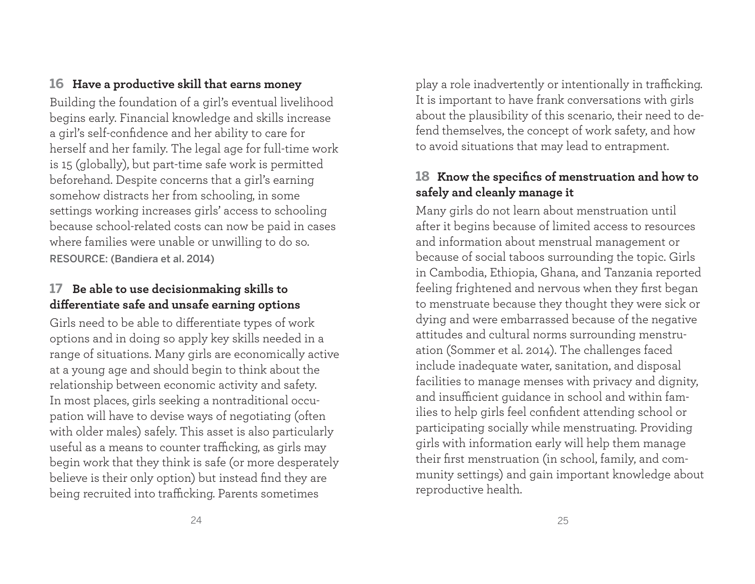### 16 Have a productive skill that earns money

Building the foundation of a girl's eventual livelihood begins early. Financial knowledge and skills increase a girl's self-confidence and her ability to care for herself and her family. The legal age for full-time work is 15 (globally), but part-time safe work is permitted beforehand. Despite concerns that a girl's earning somehow distracts her from schooling, in some settings working increases girls' access to schooling because school-related costs can now be paid in cases where families were unable or unwilling to do so.

RESOURCE: (Bandiera et al. 2014)

### 17 Be able to use decisionmaking skills to differentiate safe and unsafe earning options

Girls need to be able to differentiate types of work options and in doing so apply key skills needed in a range of situations. Many girls are economically active at a young age and should begin to think about the relationship between economic activity and safety. In most places, girls seeking a nontraditional occupation will have to devise ways of negotiating (often with older males) safely. This asset is also particularly useful as a means to counter trafficking, as girls may begin work that they think is safe (or more desperately believe is their only option) but instead find they are being recruited into trafficking. Parents sometimes play a role inadvertently or intentionally in trafficking. It is important to have frank conversations with girls about the plausibility of this scenario, their need to defend themselves, the concept of work safety, and how to avoid situations that may lead to entrapment.

### 18 Know the specifics of menstruation and how to safely and cleanly manage it

Many girls do not learn about menstruation until after it begins because of limited access to resources and information about menstrual management or because of social taboos surrounding the topic. Girls in Cambodia, Ethiopia, Ghana, and Tanzania reported feeling frightened and nervous when they first began to menstruate because they thought they were sick or dying and were embarrassed because of the negative attitudes and cultural norms surrounding menstruation (Sommer et al. 2014). The challenges faced include inadequate water, sanitation, and disposal facilities to manage menses with privacy and dignity, and insufficient guidance in school and within families to help girls feel confident attending school or participating socially while menstruating. Providing girls with information early will help them manage their first menstruation (in school, family, and community settings) and gain important knowledge about reproductive health.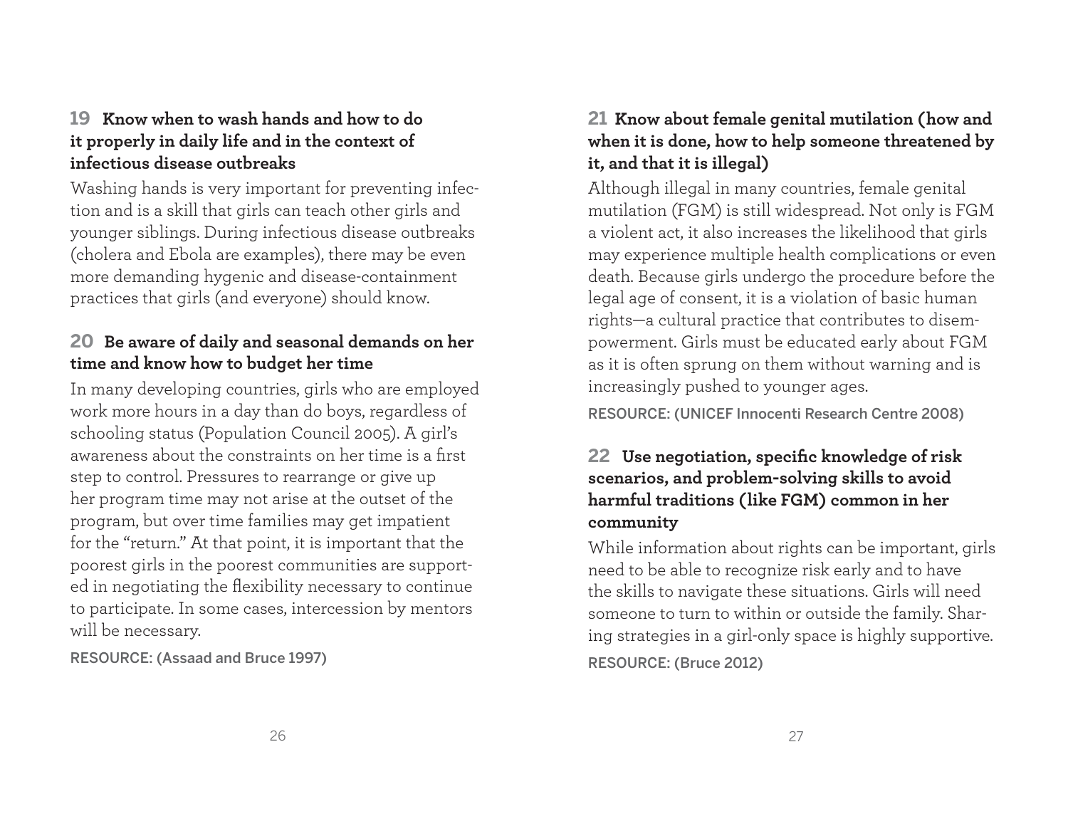### 19 Know when to wash hands and how to do it properly in daily life and in the context of infectious disease outbreaks

Washing hands is very important for preventing infection and is a skill that girls can teach other girls and younger siblings. During infectious disease outbreaks (cholera and Ebola are examples), there may be even more demanding hygenic and disease-containment practices that girls (and everyone) should know.

### 20 Be aware of daily and seasonal demands on her time and know how to budget her time

In many developing countries, girls who are employed work more hours in a day than do boys, regardless of schooling status (Population Council 2005). A girl's awareness about the constraints on her time is a first step to control. Pressures to rearrange or give up her program time may not arise at the outset of the program, but over time families may get impatient for the "return." At that point, it is important that the poorest girls in the poorest communities are supported in negotiating the flexibility necessary to continue to participate. In some cases, intercession by mentors will be necessary.

RESOURCE: (Assaad and Bruce 1997)

### 21 Know about female genital mutilation (how and when it is done, how to help someone threatened by it, and that it is illegal)

Although illegal in many countries, female genital mutilation (FGM) is still widespread. Not only is FGM a violent act, it also increases the likelihood that girls may experience multiple health complications or even death. Because girls undergo the procedure before the legal age of consent, it is a violation of basic human rights—a cultural practice that contributes to disempowerment. Girls must be educated early about FGM as it is often sprung on them without warning and is increasingly pushed to younger ages.

RESOURCE: (UNICEF Innocenti Research Centre 2008)

### 22 Use negotiation, specific knowledge of risk scenarios, and problem-solving skills to avoid harmful traditions (like FGM) common in her community

While information about rights can be important, girls need to be able to recognize risk early and to have the skills to navigate these situations. Girls will need someone to turn to within or outside the family. Sharing strategies in a girl-only space is highly supportive.

RESOURCE: (Bruce 2012)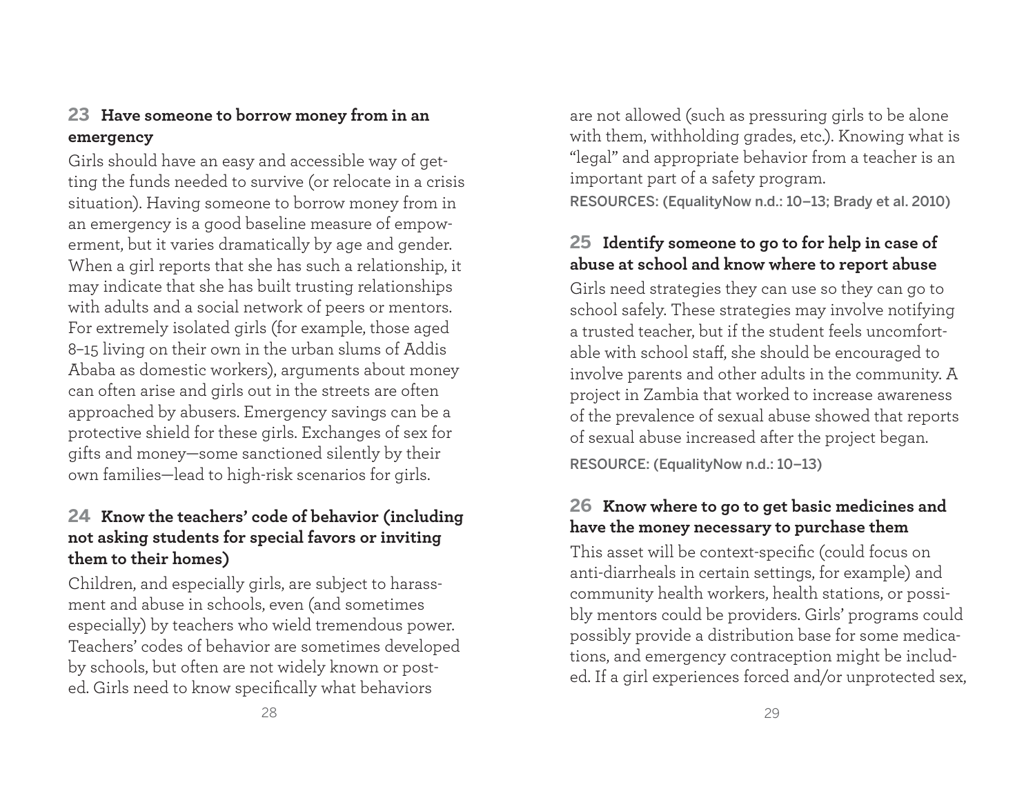### 23 Have someone to borrow money from in an emergency

Girls should have an easy and accessible way of getting the funds needed to survive (or relocate in a crisis situation). Having someone to borrow money from in an emergency is a good baseline measure of empowerment, but it varies dramatically by age and gender. When a girl reports that she has such a relationship, it may indicate that she has built trusting relationships with adults and a social network of peers or mentors. For extremely isolated girls (for example, those aged 8–15 living on their own in the urban slums of Addis Ababa as domestic workers), arguments about money can often arise and girls out in the streets are often approached by abusers. Emergency savings can be a protective shield for these girls. Exchanges of sex for gifts and money—some sanctioned silently by their own families—lead to high-risk scenarios for girls.

### 24 Know the teachers' code of behavior (including not asking students for special favors or inviting them to their homes)

Children, and especially girls, are subject to harassment and abuse in schools, even (and sometimes especially) by teachers who wield tremendous power. Teachers' codes of behavior are sometimes developed by schools, but often are not widely known or posted. Girls need to know specifically what behaviors are not allowed (such as pressuring girls to be alone with them, withholding grades, etc.). Knowing what is "legal" and appropriate behavior from a teacher is an important part of a safety program.

RESOURCES: (EqualityNow n.d.: 10–13; Brady et al. 2010)

### 25 Identify someone to go to for help in case of abuse at school and know where to report abuse

Girls need strategies they can use so they can go to school safely. These strategies may involve notifying a trusted teacher, but if the student feels uncomfortable with school staff, she should be encouraged to involve parents and other adults in the community. A project in Zambia that worked to increase awareness of the prevalence of sexual abuse showed that reports of sexual abuse increased after the project began.

RESOURCE: (EqualityNow n.d.: 10–13)

### 26 Know where to go to get basic medicines and have the money necessary to purchase them

This asset will be context-specific (could focus on anti-diarrheals in certain settings, for example) and community health workers, health stations, or possibly mentors could be providers. Girls' programs could possibly provide a distribution base for some medications, and emergency contraception might be included. If a girl experiences forced and/or unprotected sex,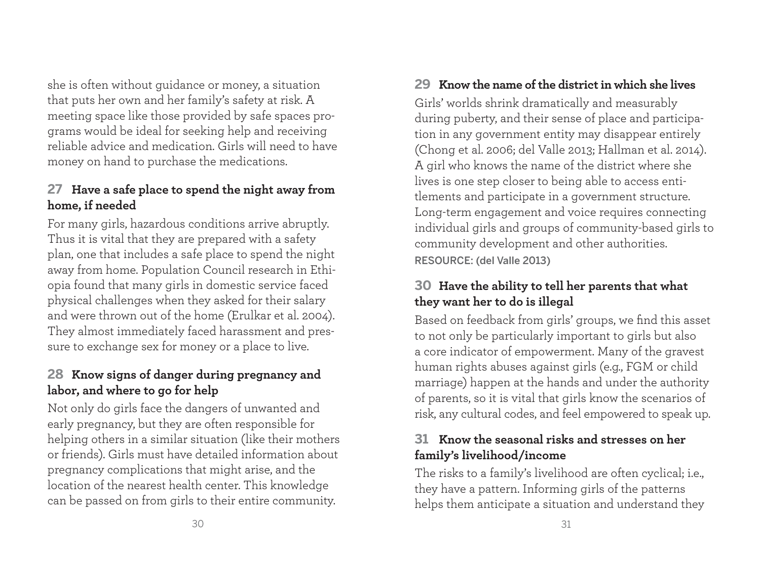she is often without guidance or money, a situation that puts her own and her family's safety at risk. A meeting space like those provided by safe spaces programs would be ideal for seeking help and receiving reliable advice and medication. Girls will need to have money on hand to purchase the medications.

### 27 Have a safe place to spend the night away from home, if needed

For many girls, hazardous conditions arrive abruptly. Thus it is vital that they are prepared with a safety plan, one that includes a safe place to spend the night away from home. Population Council research in Ethiopia found that many girls in domestic service faced physical challenges when they asked for their salary and were thrown out of the home (Erulkar et al. 2004). They almost immediately faced harassment and pressure to exchange sex for money or a place to live.

### 28 Know signs of danger during pregnancy and labor, and where to go for help

Not only do girls face the dangers of unwanted and early pregnancy, but they are often responsible for helping others in a similar situation (like their mothers or friends). Girls must have detailed information about pregnancy complications that might arise, and the location of the nearest health center. This knowledge can be passed on from girls to their entire community.

### 29 Know the name of the district in which she lives

Girls' worlds shrink dramatically and measurably during puberty, and their sense of place and participation in any government entity may disappear entirely (Chong et al. 2006; del Valle 2013; Hallman et al. 2014). A girl who knows the name of the district where she lives is one step closer to being able to access entitlements and participate in a government structure. Long-term engagement and voice requires connecting individual girls and groups of community-based girls to community development and other authorities.

RESOURCE: (del Valle 2013)

### 30 Have the ability to tell her parents that what they want her to do is illegal

Based on feedback from girls' groups, we find this asset to not only be particularly important to girls but also a core indicator of empowerment. Many of the gravest human rights abuses against girls (e.g., FGM or child marriage) happen at the hands and under the authority of parents, so it is vital that girls know the scenarios of risk, any cultural codes, and feel empowered to speak up.

### 31 Know the seasonal risks and stresses on her family's livelihood/income

The risks to a family's livelihood are often cyclical; i.e., they have a pattern. Informing girls of the patterns helps them anticipate a situation and understand they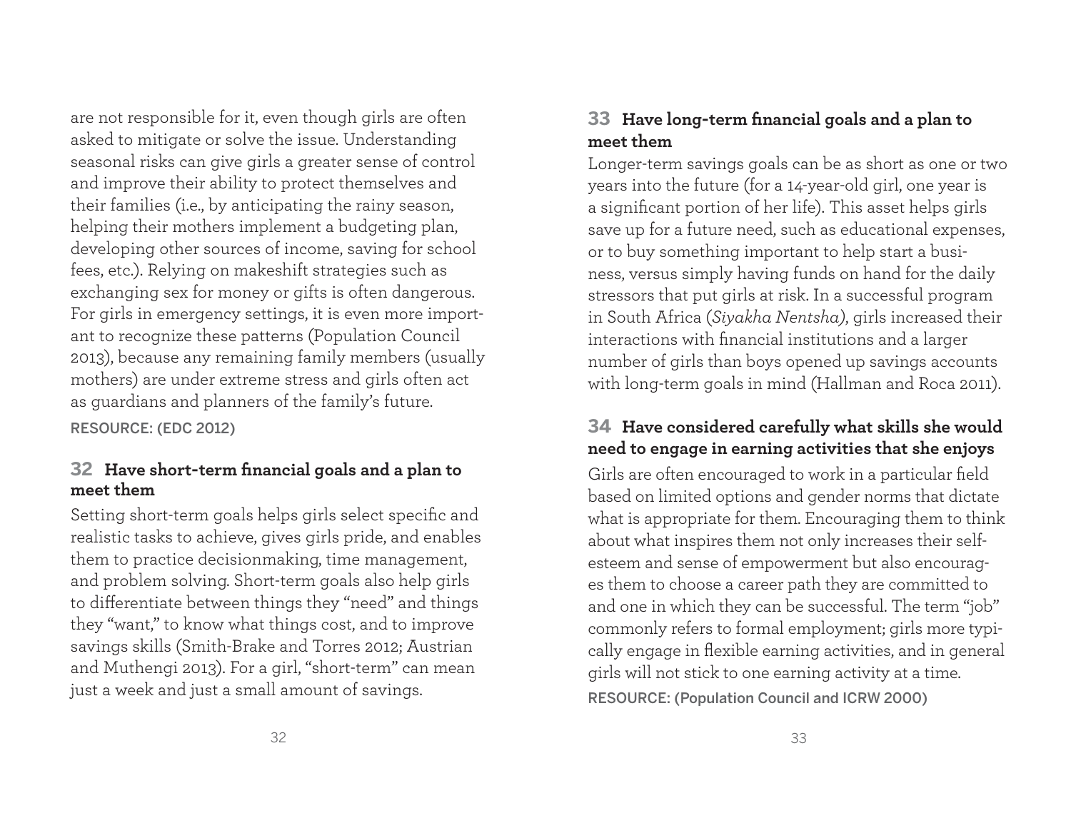are not responsible for it, even though girls are often asked to mitigate or solve the issue. Understanding seasonal risks can give girls a greater sense of control and improve their ability to protect themselves and their families (i.e., by anticipating the rainy season, helping their mothers implement a budgeting plan, developing other sources of income, saving for school fees, etc.). Relying on makeshift strategies such as exchanging sex for money or gifts is often dangerous. For girls in emergency settings, it is even more important to recognize these patterns (Population Council 2013), because any remaining family members (usually mothers) are under extreme stress and girls often act as guardians and planners of the family's future.

RESOURCE: (EDC 2012)

### 32 Have short-term financial goals and a plan to meet them

Setting short-term goals helps girls select specific and realistic tasks to achieve, gives girls pride, and enables them to practice decisionmaking, time management, and problem solving. Short-term goals also help girls to differentiate between things they "need" and things they "want," to know what things cost, and to improve savings skills (Smith-Brake and Torres 2012; Austrian and Muthengi 2013). For a girl, "short-term" can mean just a week and just a small amount of savings.

### 33 Have long-term financial goals and a plan to meet them

Longer-term savings goals can be as short as one or two years into the future (for a 14-year-old girl, one year is a significant portion of her life). This asset helps girls save up for a future need, such as educational expenses, or to buy something important to help start a business, versus simply having funds on hand for the daily stressors that put girls at risk. In a successful program in South Africa (*Siyakha Nentsha*), girls increased their interactions with financial institutions and a larger number of girls than boys opened up savings accounts with long-term goals in mind (Hallman and Roca 2011).

### 34 Have considered carefully what skills she would need to engage in earning activities that she enjoys

Girls are often encouraged to work in a particular field based on limited options and gender norms that dictate what is appropriate for them. Encouraging them to think about what inspires them not only increases their self-esteem and sense of empowerment but also encourages them to choose a career path they are committed to and one in which they can be successful. The term "job" commonly refers to formal employment; girls more typically engage in flexible earning activities, and in general girls will not stick to one earning activity at a time.

RESOURCE: (Population Council and ICRW 2000)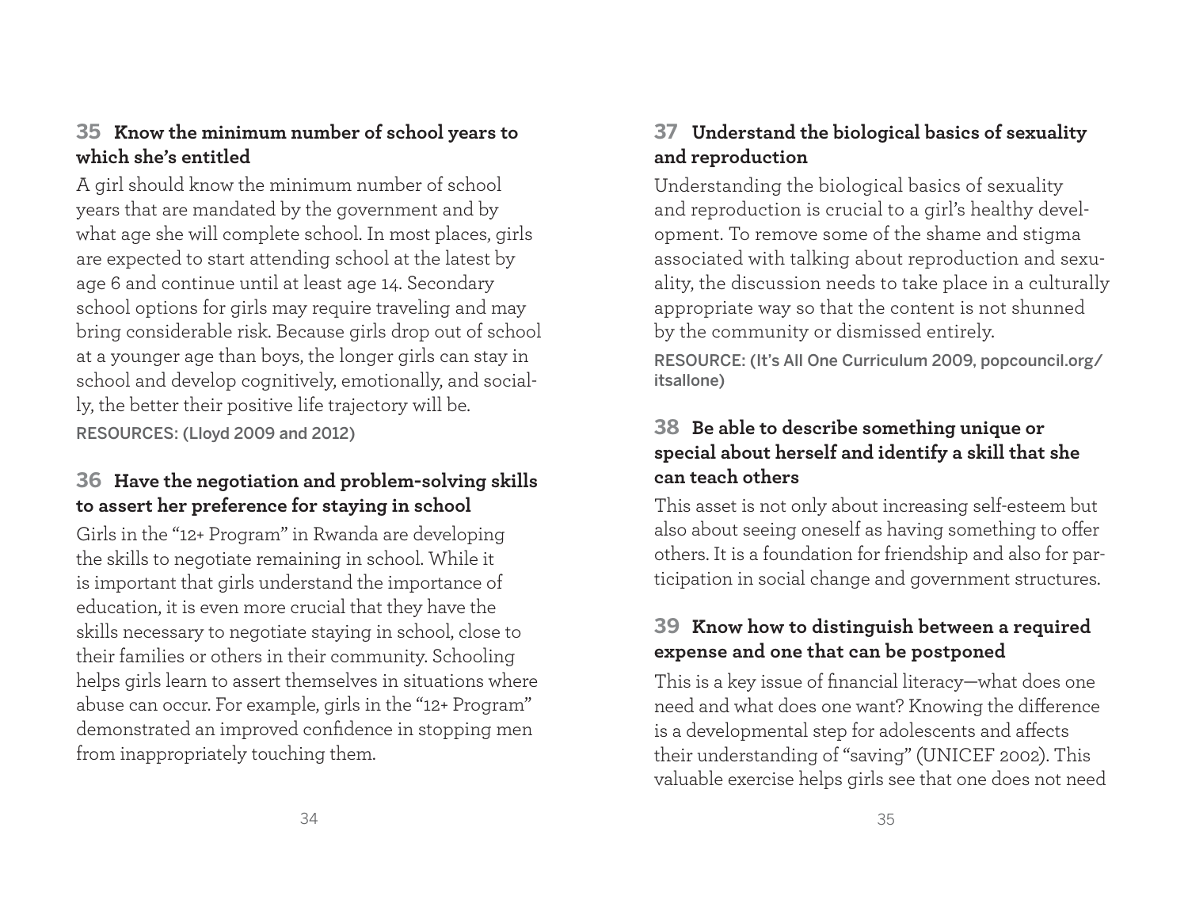### 35 Know the minimum number of school years to which she's entitled

A girl should know the minimum number of school years that are mandated by the government and by what age she will complete school. In most places, girls are expected to start attending school at the latest by age 6 and continue until at least age 14. Secondary school options for girls may require traveling and may bring considerable risk. Because girls drop out of school at a younger age than boys, the longer girls can stay in school and develop cognitively, emotionally, and socially, the better their positive life trajectory will be.

RESOURCES: (Lloyd 2009 and 2012)

### 36 Have the negotiation and problem-solving skills to assert her preference for staying in school

Girls in the "12+ Program" in Rwanda are developing the skills to negotiate remaining in school. While it is important that girls understand the importance of education, it is even more crucial that they have the skills necessary to negotiate staying in school, close to their families or others in their community. Schooling helps girls learn to assert themselves in situations where abuse can occur. For example, girls in the "12+ Program" demonstrated an improved confidence in stopping men from inappropriately touching them.

### 37 Understand the biological basics of sexuality and reproduction

Understanding the biological basics of sexuality and reproduction is crucial to a girl's healthy development. To remove some of the shame and stigma associated with talking about reproduction and sexuality, the discussion needs to take place in a culturally appropriate way so that the content is not shunned by the community or dismissed entirely.

RESOURCE: (It's All One Curriculum 2009, popcouncil.org/itsallone)

### 38 Be able to describe something unique or special about herself and identify a skill that she can teach others

This asset is not only about increasing self-esteem but also about seeing oneself as having something to offer others. It is a foundation for friendship and also for participation in social change and government structures.

### 39 Know how to distinguish between a required expense and one that can be postponed

This is a key issue of financial literacy—what does one need and what does one want? Knowing the difference is a developmental step for adolescents and affects their understanding of "saving" (UNICEF 2002). This valuable exercise helps girls see that one does not need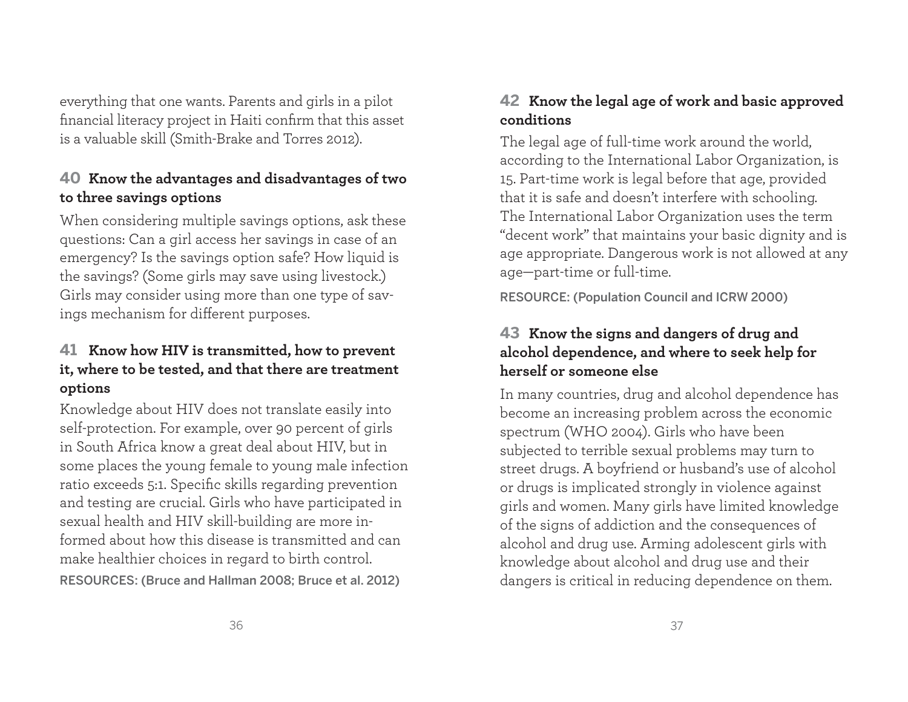everything that one wants. Parents and girls in a pilot financial literacy project in Haiti confirm that this asset is a valuable skill (Smith-Brake and Torres 2012).

### 40 Know the advantages and disadvantages of two to three savings options

When considering multiple savings options, ask these questions: Can a girl access her savings in case of an emergency? Is the savings option safe? How liquid is the savings? (Some girls may save using livestock.) Girls may consider using more than one type of savings mechanism for different purposes.

### 41 Know how HIV is transmitted, how to prevent it, where to be tested, and that there are treatment options

Knowledge about HIV does not translate easily into self-protection. For example, over 90 percent of girls in South Africa know a great deal about HIV, but in some places the young female to young male infection ratio exceeds 5:1. Specific skills regarding prevention and testing are crucial. Girls who have participated in sexual health and HIV skill-building are more informed about how this disease is transmitted and can make healthier choices in regard to birth control.

RESOURCES: (Bruce and Hallman 2008; Bruce et al. 2012)

### 42 Know the legal age of work and basic approved conditions

The legal age of full-time work around the world, according to the International Labor Organization, is 15. Part-time work is legal before that age, provided that it is safe and doesn't interfere with schooling. The International Labor Organization uses the term "decent work" that maintains your basic dignity and is age appropriate. Dangerous work is not allowed at any age—part-time or full-time.

RESOURCE: (Population Council and ICRW 2000)

### 43 Know the signs and dangers of drug and alcohol dependence, and where to seek help for herself or someone else

In many countries, drug and alcohol dependence has become an increasing problem across the economic spectrum (WHO 2004). Girls who have been subjected to terrible sexual problems may turn to street drugs. A boyfriend or husband's use of alcohol or drugs is implicated strongly in violence against girls and women. Many girls have limited knowledge of the signs of addiction and the consequences of alcohol and drug use. Arming adolescent girls with knowledge about alcohol and drug use and their dangers is critical in reducing dependence on them.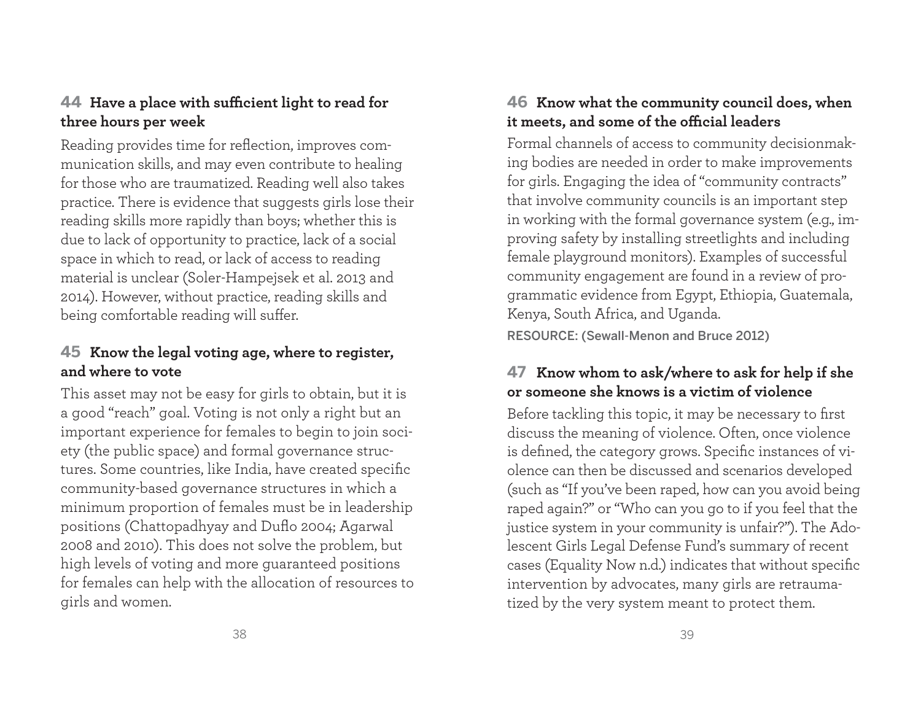### 44 Have a place with sufficient light to read for three hours per week

Reading provides time for reflection, improves communication skills, and may even contribute to healing for those who are traumatized. Reading well also takes practice. There is evidence that suggests girls lose their reading skills more rapidly than boys; whether this is due to lack of opportunity to practice, lack of a social space in which to read, or lack of access to reading material is unclear (Soler-Hampejsek et al. 2013 and 2014). However, without practice, reading skills and being comfortable reading will suffer.

### 45 Know the legal voting age, where to register, and where to vote

This asset may not be easy for girls to obtain, but it is a good "reach" goal. Voting is not only a right but an important experience for females to begin to join society (the public space) and formal governance structures. Some countries, like India, have created specific community-based governance structures in which a minimum proportion of females must be in leadership positions (Chattopadhyay and Duflo 2004; Agarwal 2008 and 2010). This does not solve the problem, but high levels of voting and more guaranteed positions for females can help with the allocation of resources to girls and women.

### 46 Know what the community council does, when it meets, and some of the official leaders

Formal channels of access to community decisionmaking bodies are needed in order to make improvements for girls. Engaging the idea of "community contracts" that involve community councils is an important step in working with the formal governance system (e.g., improving safety by installing streetlights and including female playground monitors). Examples of successful community engagement are found in a review of programmatic evidence from Egypt, Ethiopia, Guatemala, Kenya, South Africa, and Uganda.

RESOURCE: (Sewall-Menon and Bruce 2012)

### 47 Know whom to ask/where to ask for help if she or someone she knows is a victim of violence

Before tackling this topic, it may be necessary to first discuss the meaning of violence. Often, once violence is defined, the category grows. Specific instances of violence can then be discussed and scenarios developed (such as "If you've been raped, how can you avoid being raped again?" or "Who can you go to if you feel that the justice system in your community is unfair?"). The Adolescent Girls Legal Defense Fund's summary of recent cases (Equality Now n.d.) indicates that without specific intervention by advocates, many girls are retraumatized by the very system meant to protect them.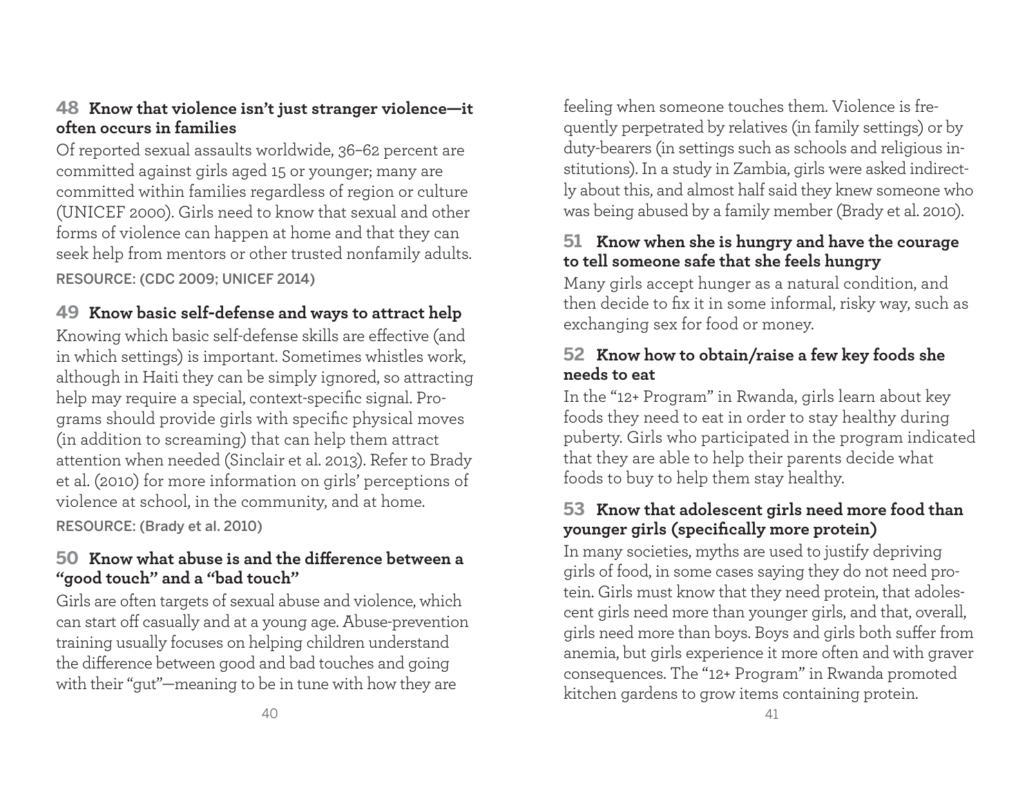### 48 Know that violence isn't just stranger violence—it often occurs in families

Of reported sexual assaults worldwide, 36–62 percent are committed against girls aged 15 or younger; many are committed within families regardless of region or culture (UNICEF 2000). Girls need to know that sexual and other forms of violence can happen at home and that they can seek help from mentors or other trusted nonfamily adults.

RESOURCE: (CDC 2009; UNICEF 2014)

### 49 Know basic self-defense and ways to attract help

Knowing which basic self-defense skills are effective (and in which settings) is important. Sometimes whistles work, although in Haiti they can be simply ignored, so attracting help may require a special, context-specific signal. Programs should provide girls with specific physical moves (in addition to screaming) that can help them attract attention when needed (Sinclair et al. 2013). Refer to Brady et al. (2010) for more information on girls' perceptions of violence at school, in the community, and at home.

RESOURCE: (Brady et al. 2010)

### 50 Know what abuse is and the difference between a "good touch" and a "bad touch"

Girls are often targets of sexual abuse and violence, which can start off casually and at a young age. Abuse-prevention training usually focuses on helping children understand the difference between good and bad touches and going with their "gut"—meaning to be in tune with how they are feeling when someone touches them. Violence is frequently perpetrated by relatives (in family settings) or by duty-bearers (in settings such as schools and religious institutions). In a study in Zambia, girls were asked indirectly about this, and almost half said they knew someone who was being abused by a family member (Brady et al. 2010).

### 51 Know when she is hungry and have the courage to tell someone safe that she feels hungry

Many girls accept hunger as a natural condition, and then decide to fix it in some informal, risky way, such as exchanging sex for food or money.

### 52 Know how to obtain/raise a few key foods she needs to eat

In the "12+ Program" in Rwanda, girls learn about key foods they need to eat in order to stay healthy during puberty. Girls who participated in the program indicated that they are able to help their parents decide what foods to buy to help them stay healthy.

### 53 Know that adolescent girls need more food than younger girls (specifically more protein)

In many societies, myths are used to justify depriving girls of food, in some cases saying they do not need protein. Girls must know that they need protein, that adolescent girls need more than younger girls, and that, overall, girls need more than boys. Boys and girls both suffer from anemia, but girls experience it more often and with graver consequences. The "12+ Program" in Rwanda promoted kitchen gardens to grow items containing protein.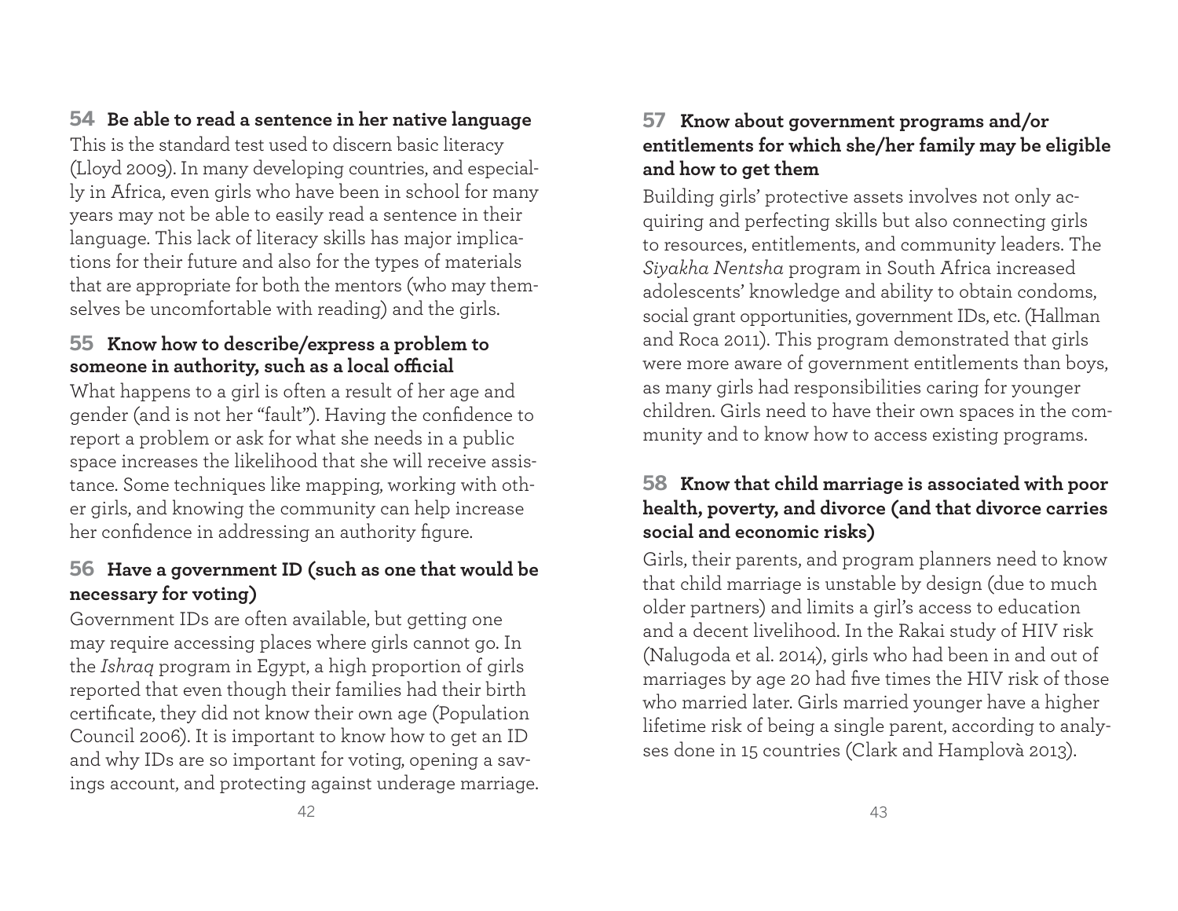### 54 Be able to read a sentence in her native language

This is the standard test used to discern basic literacy (Lloyd 2009). In many developing countries, and especially in Africa, even girls who have been in school for many years may not be able to easily read a sentence in their language. This lack of literacy skills has major implications for their future and also for the types of materials that are appropriate for both the mentors (who may themselves be uncomfortable with reading) and the girls.

### 55 Know how to describe/express a problem to someone in authority, such as a local official

What happens to a girl is often a result of her age and gender (and is not her "fault"). Having the confidence to report a problem or ask for what she needs in a public space increases the likelihood that she will receive assistance. Some techniques like mapping, working with other girls, and knowing the community can help increase her confidence in addressing an authority figure.

### 56 Have a government ID (such as one that would be necessary for voting)

Government IDs are often available, but getting one may require accessing places where girls cannot go. In the *Ishraq* program in Egypt, a high proportion of girls reported that even though their families had their birth certificate, they did not know their own age (Population Council 2006). It is important to know how to get an ID and why IDs are so important for voting, opening a savings account, and protecting against underage marriage.

### 57 Know about government programs and/or entitlements for which she/her family may be eligible and how to get them

Building girls' protective assets involves not only acquiring and perfecting skills but also connecting girls to resources, entitlements, and community leaders. The *Siyakha Nentsha* program in South Africa increased adolescents' knowledge and ability to obtain condoms, social grant opportunities, government IDs, etc. (Hallman and Roca 2011). This program demonstrated that girls were more aware of government entitlements than boys, as many girls had responsibilities caring for younger children. Girls need to have their own spaces in the community and to know how to access existing programs.

### 58 Know that child marriage is associated with poor health, poverty, and divorce (and that divorce carries social and economic risks)

Girls, their parents, and program planners need to know that child marriage is unstable by design (due to much older partners) and limits a girl's access to education and a decent livelihood. In the Rakai study of HIV risk (Nalugoda et al. 2014), girls who had been in and out of marriages by age 20 had five times the HIV risk of those who married later. Girls married younger have a higher lifetime risk of being a single parent, according to analyses done in 15 countries (Clark and Hamplovà 2013).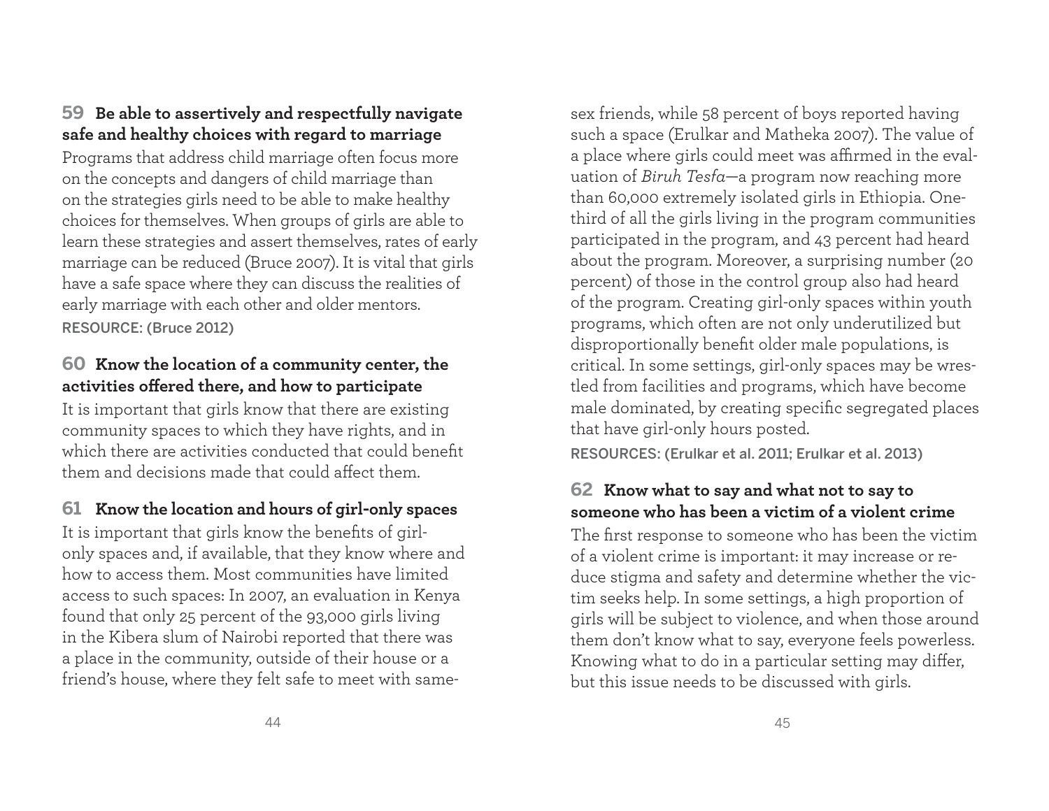### 59 Be able to assertively and respectfully navigate safe and healthy choices with regard to marriage

Programs that address child marriage often focus more on the concepts and dangers of child marriage than on the strategies girls need to be able to make healthy choices for themselves. When groups of girls are able to learn these strategies and assert themselves, rates of early marriage can be reduced (Bruce 2007). It is vital that girls have a safe space where they can discuss the realities of early marriage with each other and older mentors.

RESOURCE: (Bruce 2012)

### 60 Know the location of a community center, the activities offered there, and how to participate

It is important that girls know that there are existing community spaces to which they have rights, and in which there are activities conducted that could benefit them and decisions made that could affect them.

### 61 Know the location and hours of girl-only spaces

It is important that girls know the benefits of girl-only spaces and, if available, that they know where and how to access them. Most communities have limited access to such spaces: In 2007, an evaluation in Kenya found that only 25 percent of the 93,000 girls living in the Kibera slum of Nairobi reported that there was a place in the community, outside of their house or a friend's house, where they felt safe to meet with same-sex friends, while 58 percent of boys reported having such a space (Erulkar and Matheka 2007). The value of a place where girls could meet was affirmed in the evaluation of *Biruh Tesfa*—a program now reaching more than 60,000 extremely isolated girls in Ethiopia. One-third of all the girls living in the program communities participated in the program, and 43 percent had heard about the program. Moreover, a surprising number (20 percent) of those in the control group also had heard of the program. Creating girl-only spaces within youth programs, which often are not only underutilized but disproportionally benefit older male populations, is critical. In some settings, girl-only spaces may be wrestled from facilities and programs, which have become male dominated, by creating specific segregated places that have girl-only hours posted.

RESOURCES: (Erulkar et al. 2011; Erulkar et al. 2013)

### 62 Know what to say and what not to say to someone who has been a victim of a violent crime

The first response to someone who has been the victim of a violent crime is important: it may increase or reduce stigma and safety and determine whether the victim seeks help. In some settings, a high proportion of girls will be subject to violence, and when those around them don't know what to say, everyone feels powerless. Knowing what to do in a particular setting may differ, but this issue needs to be discussed with girls.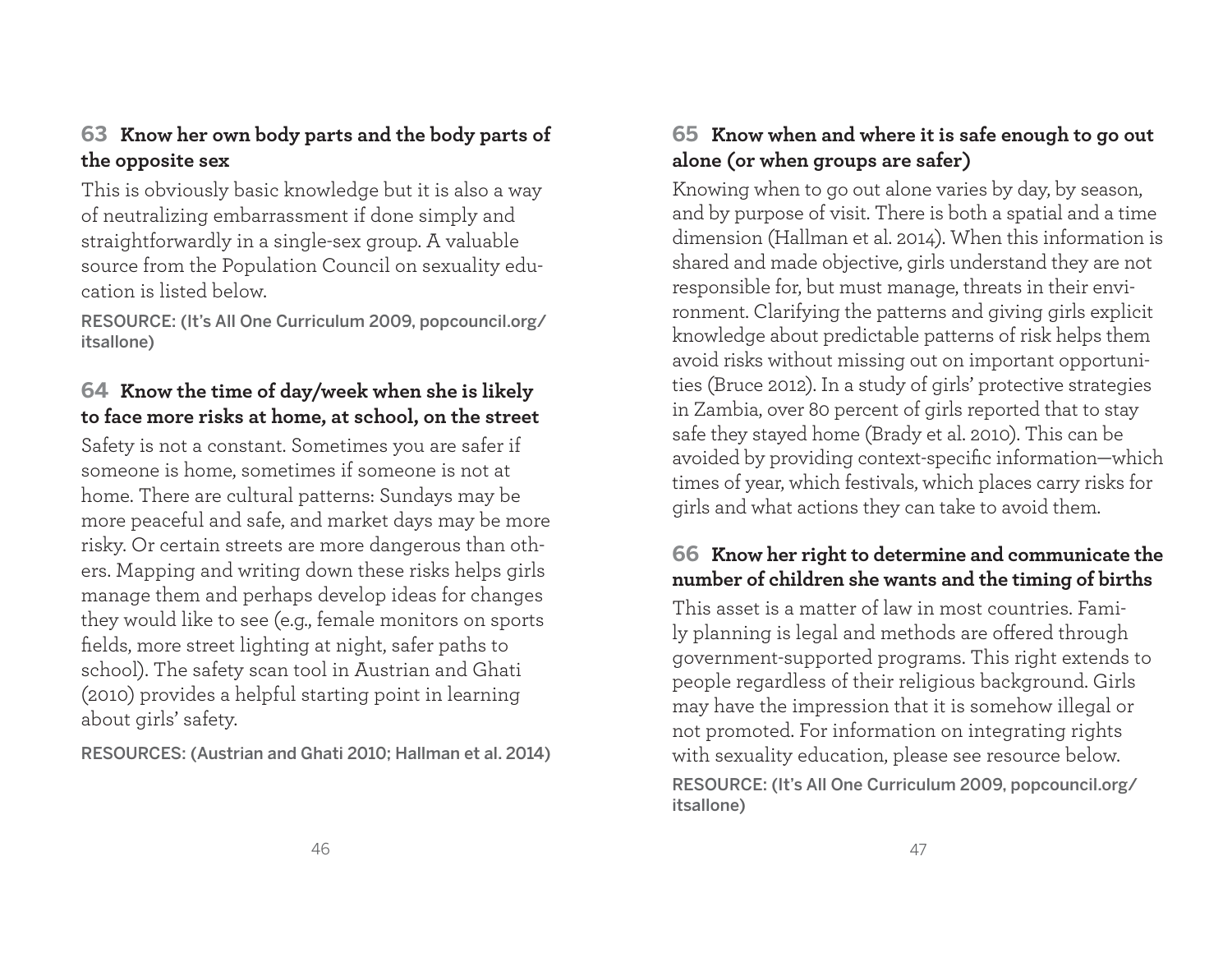### 63 Know her own body parts and the body parts of the opposite sex

This is obviously basic knowledge but it is also a way of neutralizing embarrassment if done simply and straightforwardly in a single-sex group. A valuable source from the Population Council on sexuality education is listed below.

RESOURCE: (It's All One Curriculum 2009, popcouncil.org/itsallone)

### 64 Know the time of day/week when she is likely to face more risks at home, at school, on the street

Safety is not a constant. Sometimes you are safer if someone is home, sometimes if someone is not at home. There are cultural patterns: Sundays may be more peaceful and safe, and market days may be more risky. Or certain streets are more dangerous than others. Mapping and writing down these risks helps girls manage them and perhaps develop ideas for changes they would like to see (e.g., female monitors on sports fields, more street lighting at night, safer paths to school). The safety scan tool in Austrian and Ghati (2010) provides a helpful starting point in learning about girls' safety.

RESOURCES: (Austrian and Ghati 2010; Hallman et al. 2014)

### 65 Know when and where it is safe enough to go out alone (or when groups are safer)

Knowing when to go out alone varies by day, by season, and by purpose of visit. There is both a spatial and a time dimension (Hallman et al. 2014). When this information is shared and made objective, girls understand they are not responsible for, but must manage, threats in their environment. Clarifying the patterns and giving girls explicit knowledge about predictable patterns of risk helps them avoid risks without missing out on important opportunities (Bruce 2012). In a study of girls' protective strategies in Zambia, over 80 percent of girls reported that to stay safe they stayed home (Brady et al. 2010). This can be avoided by providing context-specific information—which times of year, which festivals, which places carry risks for girls and what actions they can take to avoid them.

### 66 Know her right to determine and communicate the number of children she wants and the timing of births

This asset is a matter of law in most countries. Family planning is legal and methods are offered through government-supported programs. This right extends to people regardless of their religious background. Girls may have the impression that it is somehow illegal or not promoted. For information on integrating rights with sexuality education, please see resource below.

RESOURCE: (It's All One Curriculum 2009, popcouncil.org/itsallone)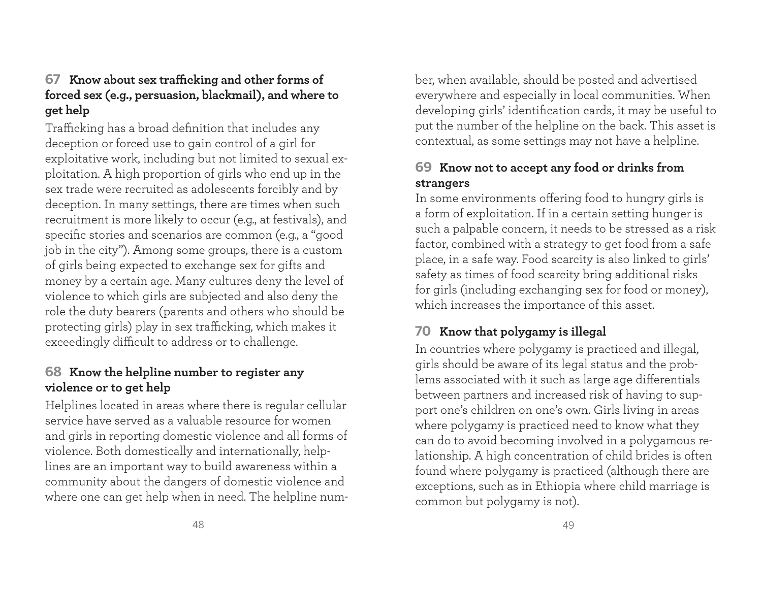### 67 Know about sex trafficking and other forms of forced sex (e.g., persuasion, blackmail), and where to get help

Trafficking has a broad definition that includes any deception or forced use to gain control of a girl for exploitative work, including but not limited to sexual exploitation. A high proportion of girls who end up in the sex trade were recruited as adolescents forcibly and by deception. In many settings, there are times when such recruitment is more likely to occur (e.g., at festivals), and specific stories and scenarios are common (e.g., a "good job in the city"). Among some groups, there is a custom of girls being expected to exchange sex for gifts and money by a certain age. Many cultures deny the level of violence to which girls are subjected and also deny the role the duty bearers (parents and others who should be protecting girls) play in sex trafficking, which makes it exceedingly difficult to address or to challenge.

### 68 Know the helpline number to register any violence or to get help

Helplines located in areas where there is regular cellular service have served as a valuable resource for women and girls in reporting domestic violence and all forms of violence. Both domestically and internationally, helplines are an important way to build awareness within a community about the dangers of domestic violence and where one can get help when in need. The helpline number, when available, should be posted and advertised everywhere and especially in local communities. When developing girls' identification cards, it may be useful to put the number of the helpline on the back. This asset is contextual, as some settings may not have a helpline.

### 69 Know not to accept any food or drinks from strangers

In some environments offering food to hungry girls is a form of exploitation. If in a certain setting hunger is such a palpable concern, it needs to be stressed as a risk factor, combined with a strategy to get food from a safe place, in a safe way. Food scarcity is also linked to girls' safety as times of food scarcity bring additional risks for girls (including exchanging sex for food or money), which increases the importance of this asset.

### 70 Know that polygamy is illegal

In countries where polygamy is practiced and illegal, girls should be aware of its legal status and the problems associated with it such as large age differentials between partners and increased risk of having to support one's children on one's own. Girls living in areas where polygamy is practiced need to know what they can do to avoid becoming involved in a polygamous relationship. A high concentration of child brides is often found where polygamy is practiced (although there are exceptions, such as in Ethiopia where child marriage is common but polygamy is not).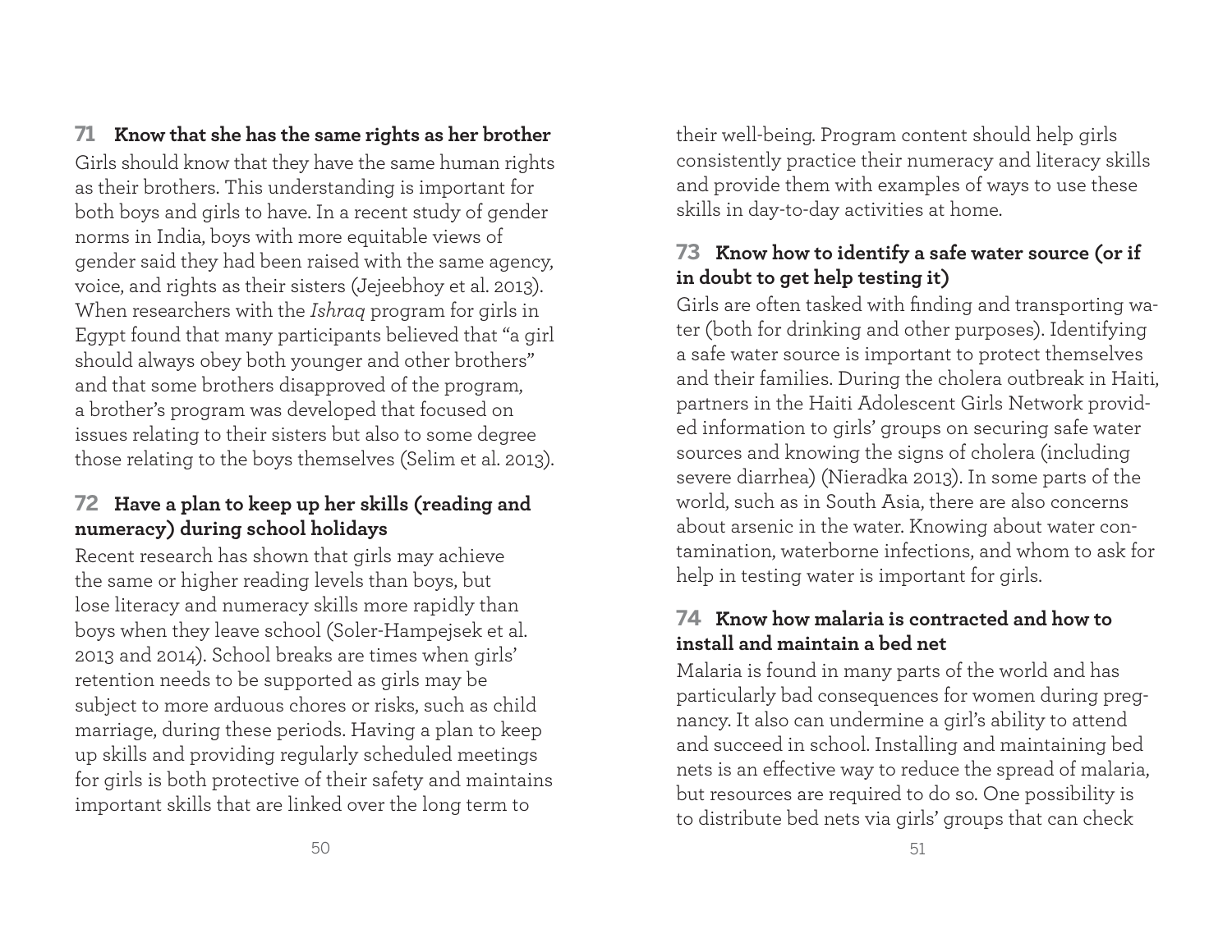### 71 Know that she has the same rights as her brother

Girls should know that they have the same human rights as their brothers. This understanding is important for both boys and girls to have. In a recent study of gender norms in India, boys with more equitable views of gender said they had been raised with the same agency, voice, and rights as their sisters (Jejeebhoy et al. 2013). When researchers with the *Ishraq* program for girls in Egypt found that many participants believed that "a girl should always obey both younger and other brothers" and that some brothers disapproved of the program, a brother's program was developed that focused on issues relating to their sisters but also to some degree those relating to the boys themselves (Selim et al. 2013).

### 72 Have a plan to keep up her skills (reading and numeracy) during school holidays

Recent research has shown that girls may achieve the same or higher reading levels than boys, but lose literacy and numeracy skills more rapidly than boys when they leave school (Soler-Hampejsek et al. 2013 and 2014). School breaks are times when girls' retention needs to be supported as girls may be subject to more arduous chores or risks, such as child marriage, during these periods. Having a plan to keep up skills and providing regularly scheduled meetings for girls is both protective of their safety and maintains important skills that are linked over the long term to their well-being. Program content should help girls consistently practice their numeracy and literacy skills and provide them with examples of ways to use these skills in day-to-day activities at home.

### 73 Know how to identify a safe water source (or if in doubt to get help testing it)

Girls are often tasked with finding and transporting water (both for drinking and other purposes). Identifying a safe water source is important to protect themselves and their families. During the cholera outbreak in Haiti, partners in the Haiti Adolescent Girls Network provided information to girls' groups on securing safe water sources and knowing the signs of cholera (including severe diarrhea) (Nieradka 2013). In some parts of the world, such as in South Asia, there are also concerns about arsenic in the water. Knowing about water contamination, waterborne infections, and whom to ask for help in testing water is important for girls.

### 74 Know how malaria is contracted and how to install and maintain a bed net

Malaria is found in many parts of the world and has particularly bad consequences for women during pregnancy. It also can undermine a girl's ability to attend and succeed in school. Installing and maintaining bed nets is an effective way to reduce the spread of malaria, but resources are required to do so. One possibility is to distribute bed nets via girls' groups that can check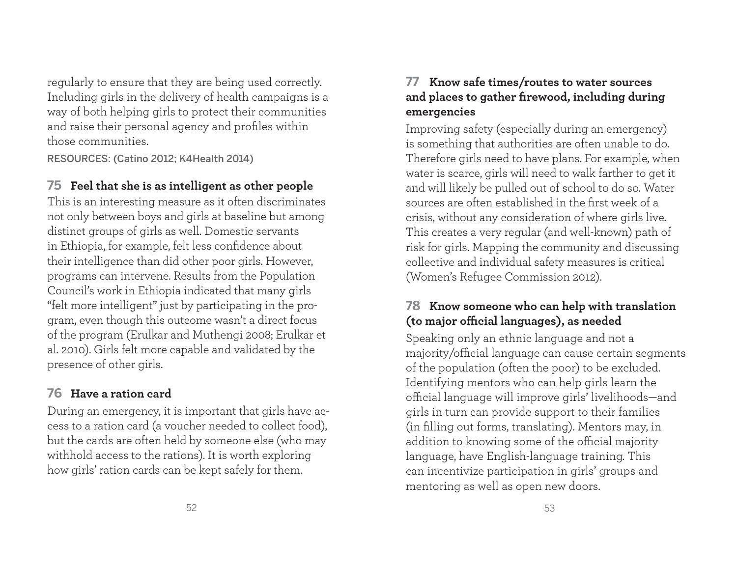regularly to ensure that they are being used correctly. Including girls in the delivery of health campaigns is a way of both helping girls to protect their communities and raise their personal agency and profiles within those communities.

RESOURCES: (Catino 2012; K4Health 2014)

### 75 Feel that she is as intelligent as other people

This is an interesting measure as it often discriminates not only between boys and girls at baseline but among distinct groups of girls as well. Domestic servants in Ethiopia, for example, felt less confidence about their intelligence than did other poor girls. However, programs can intervene. Results from the Population Council's work in Ethiopia indicated that many girls "felt more intelligent" just by participating in the program, even though this outcome wasn't a direct focus of the program (Erulkar and Muthengi 2008; Erulkar et al. 2010). Girls felt more capable and validated by the presence of other girls.

### 76 Have a ration card

During an emergency, it is important that girls have access to a ration card (a voucher needed to collect food), but the cards are often held by someone else (who may withhold access to the rations). It is worth exploring how girls' ration cards can be kept safely for them.

### 77 Know safe times/routes to water sources and places to gather firewood, including during emergencies

Improving safety (especially during an emergency) is something that authorities are often unable to do. Therefore girls need to have plans. For example, when water is scarce, girls will need to walk farther to get it and will likely be pulled out of school to do so. Water sources are often established in the first week of a crisis, without any consideration of where girls live. This creates a very regular (and well-known) path of risk for girls. Mapping the community and discussing collective and individual safety measures is critical (Women's Refugee Commission 2012).

### 78 Know someone who can help with translation (to major official languages), as needed

Speaking only an ethnic language and not a majority/official language can cause certain segments of the population (often the poor) to be excluded. Identifying mentors who can help girls learn the official language will improve girls' livelihoods—and girls in turn can provide support to their families (in filling out forms, translating). Mentors may, in addition to knowing some of the official majority language, have English-language training. This can incentivize participation in girls' groups and mentoring as well as open new doors.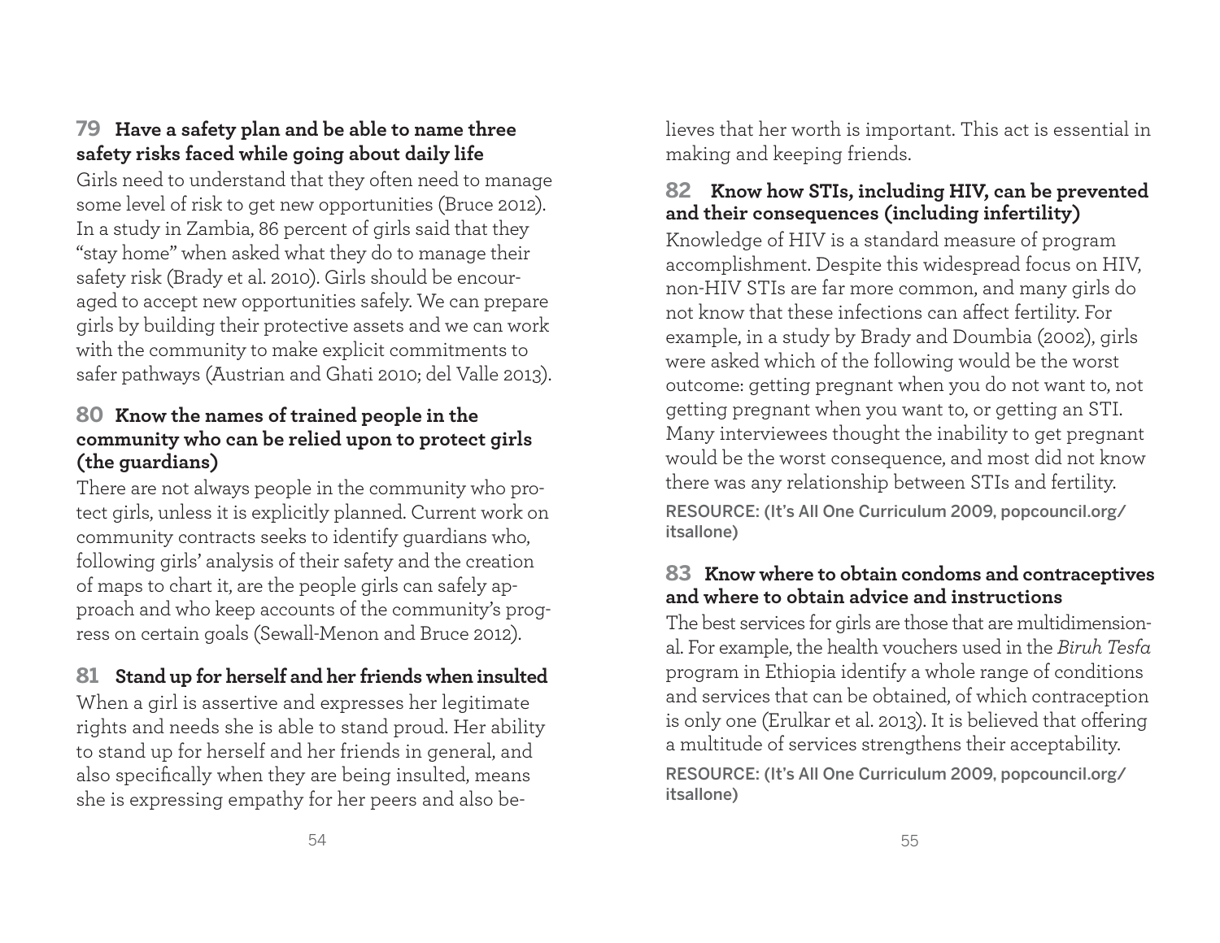### 79 Have a safety plan and be able to name three safety risks faced while going about daily life

Girls need to understand that they often need to manage some level of risk to get new opportunities (Bruce 2012). In a study in Zambia, 86 percent of girls said that they "stay home" when asked what they do to manage their safety risk (Brady et al. 2010). Girls should be encouraged to accept new opportunities safely. We can prepare girls by building their protective assets and we can work with the community to make explicit commitments to safer pathways (Austrian and Ghati 2010; del Valle 2013).

### 80 Know the names of trained people in the community who can be relied upon to protect girls (the guardians)

There are not always people in the community who protect girls, unless it is explicitly planned. Current work on community contracts seeks to identify guardians who, following girls' analysis of their safety and the creation of maps to chart it, are the people girls can safely approach and who keep accounts of the community's progress on certain goals (Sewall-Menon and Bruce 2012).

### 81 Stand up for herself and her friends when insulted

When a girl is assertive and expresses her legitimate rights and needs she is able to stand proud. Her ability to stand up for herself and her friends in general, and also specifically when they are being insulted, means she is expressing empathy for her peers and also believes that her worth is important. This act is essential in making and keeping friends.

### 82 Know how STIs, including HIV, can be prevented and their consequences (including infertility)

Knowledge of HIV is a standard measure of program accomplishment. Despite this widespread focus on HIV, non-HIV STIs are far more common, and many girls do not know that these infections can affect fertility. For example, in a study by Brady and Doumbia (2002), girls were asked which of the following would be the worst outcome: getting pregnant when you do not want to, not getting pregnant when you want to, or getting an STI. Many interviewees thought the inability to get pregnant would be the worst consequence, and most did not know there was any relationship between STIs and fertility.

RESOURCE: (It's All One Curriculum 2009, popcouncil.org/itsallone)

### 83 Know where to obtain condoms and contraceptives and where to obtain advice and instructions

The best services for girls are those that are multidimensional. For example, the health vouchers used in the *Biruh Tesfa* program in Ethiopia identify a whole range of conditions and services that can be obtained, of which contraception is only one (Erulkar et al. 2013). It is believed that offering a multitude of services strengthens their acceptability.

RESOURCE: (It's All One Curriculum 2009, popcouncil.org/itsallone)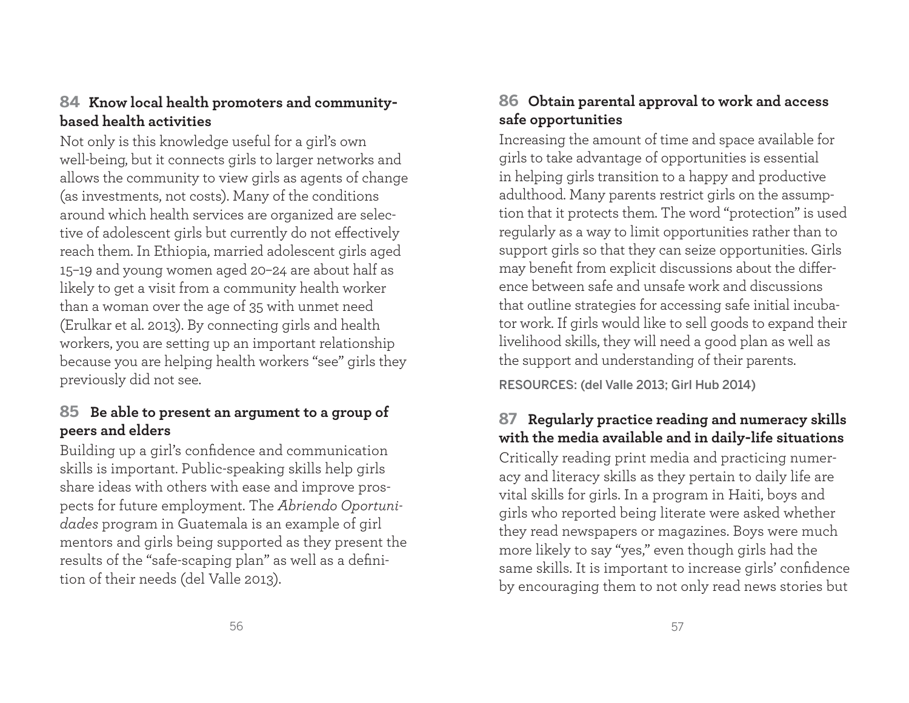### 84 Know local health promoters and community-based health activities

Not only is this knowledge useful for a girl's own well-being, but it connects girls to larger networks and allows the community to view girls as agents of change (as investments, not costs). Many of the conditions around which health services are organized are selective of adolescent girls but currently do not effectively reach them. In Ethiopia, married adolescent girls aged 15–19 and young women aged 20–24 are about half as likely to get a visit from a community health worker than a woman over the age of 35 with unmet need (Erulkar et al. 2013). By connecting girls and health workers, you are setting up an important relationship because you are helping health workers "see" girls they previously did not see.

### 85 Be able to present an argument to a group of peers and elders

Building up a girl's confidence and communication skills is important. Public-speaking skills help girls share ideas with others with ease and improve prospects for future employment. The *Abriendo Oportunidades* program in Guatemala is an example of girl mentors and girls being supported as they present the results of the "safe-scaping plan" as well as a definition of their needs (del Valle 2013).

### 86 Obtain parental approval to work and access safe opportunities

Increasing the amount of time and space available for girls to take advantage of opportunities is essential in helping girls transition to a happy and productive adulthood. Many parents restrict girls on the assumption that it protects them. The word "protection" is used regularly as a way to limit opportunities rather than to support girls so that they can seize opportunities. Girls may benefit from explicit discussions about the difference between safe and unsafe work and discussions that outline strategies for accessing safe initial incubator work. If girls would like to sell goods to expand their livelihood skills, they will need a good plan as well as the support and understanding of their parents.

RESOURCES: (del Valle 2013; Girl Hub 2014)

### 87 Regularly practice reading and numeracy skills with the media available and in daily-life situations

Critically reading print media and practicing numeracy and literacy skills as they pertain to daily life are vital skills for girls. In a program in Haiti, boys and girls who reported being literate were asked whether they read newspapers or magazines. Boys were much more likely to say "yes," even though girls had the same skills. It is important to increase girls' confidence by encouraging them to not only read news stories but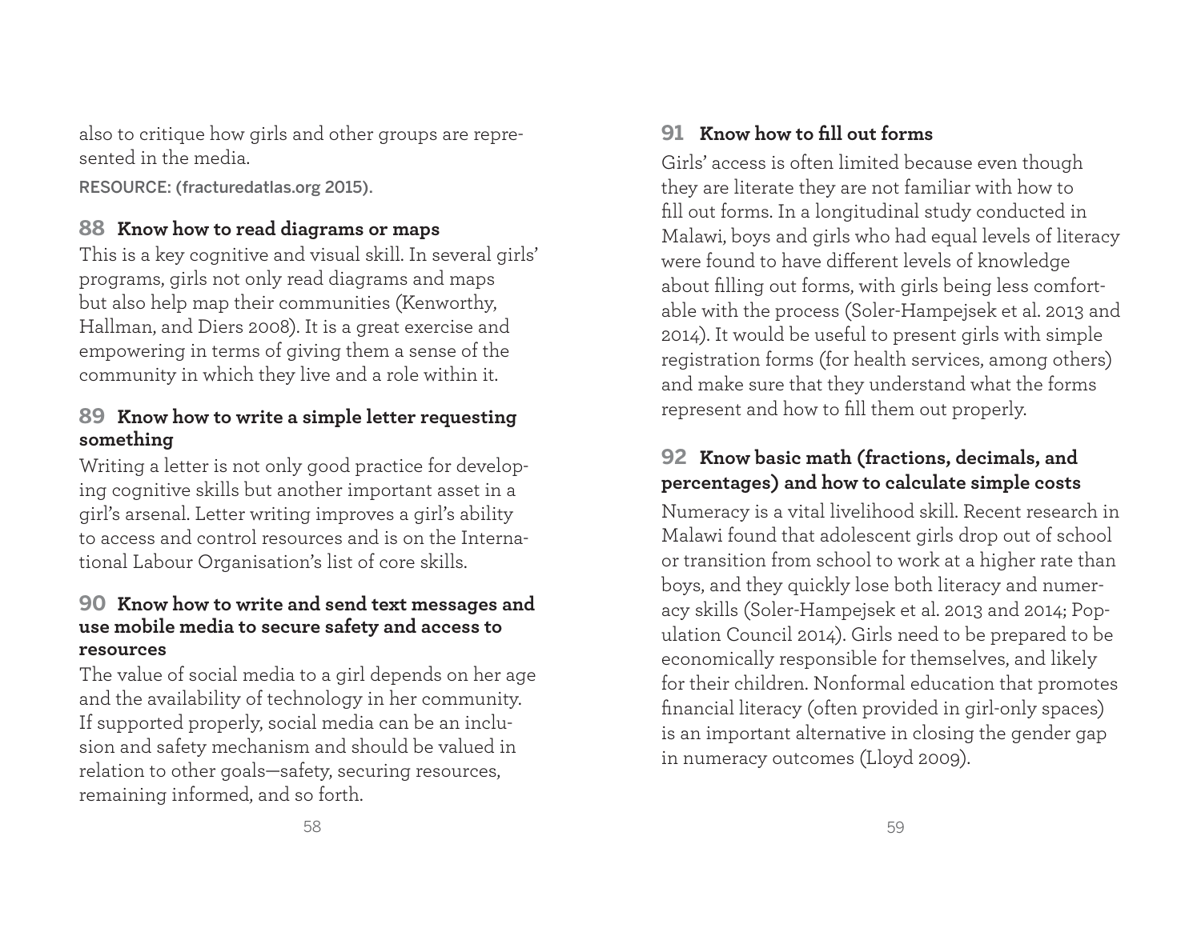also to critique how girls and other groups are represented in the media.

RESOURCE: (fracturedatlas.org 2015).

### 88 Know how to read diagrams or maps

This is a key cognitive and visual skill. In several girls' programs, girls not only read diagrams and maps but also help map their communities (Kenworthy, Hallman, and Diers 2008). It is a great exercise and empowering in terms of giving them a sense of the community in which they live and a role within it.

### 89 Know how to write a simple letter requesting something

Writing a letter is not only good practice for developing cognitive skills but another important asset in a girl's arsenal. Letter writing improves a girl's ability to access and control resources and is on the International Labour Organisation's list of core skills.

### 90 Know how to write and send text messages and use mobile media to secure safety and access to resources

The value of social media to a girl depends on her age and the availability of technology in her community. If supported properly, social media can be an inclusion and safety mechanism and should be valued in relation to other goals—safety, securing resources, remaining informed, and so forth.

### 91 Know how to fill out forms

Girls' access is often limited because even though they are literate they are not familiar with how to fill out forms. In a longitudinal study conducted in Malawi, boys and girls who had equal levels of literacy were found to have different levels of knowledge about filling out forms, with girls being less comfortable with the process (Soler-Hampejsek et al. 2013 and 2014). It would be useful to present girls with simple registration forms (for health services, among others) and make sure that they understand what the forms represent and how to fill them out properly.

### 92 Know basic math (fractions, decimals, and percentages) and how to calculate simple costs

Numeracy is a vital livelihood skill. Recent research in Malawi found that adolescent girls drop out of school or transition from school to work at a higher rate than boys, and they quickly lose both literacy and numeracy skills (Soler-Hampejsek et al. 2013 and 2014; Population Council 2014). Girls need to be prepared to be economically responsible for themselves, and likely for their children. Nonformal education that promotes financial literacy (often provided in girl-only spaces) is an important alternative in closing the gender gap in numeracy outcomes (Lloyd 2009).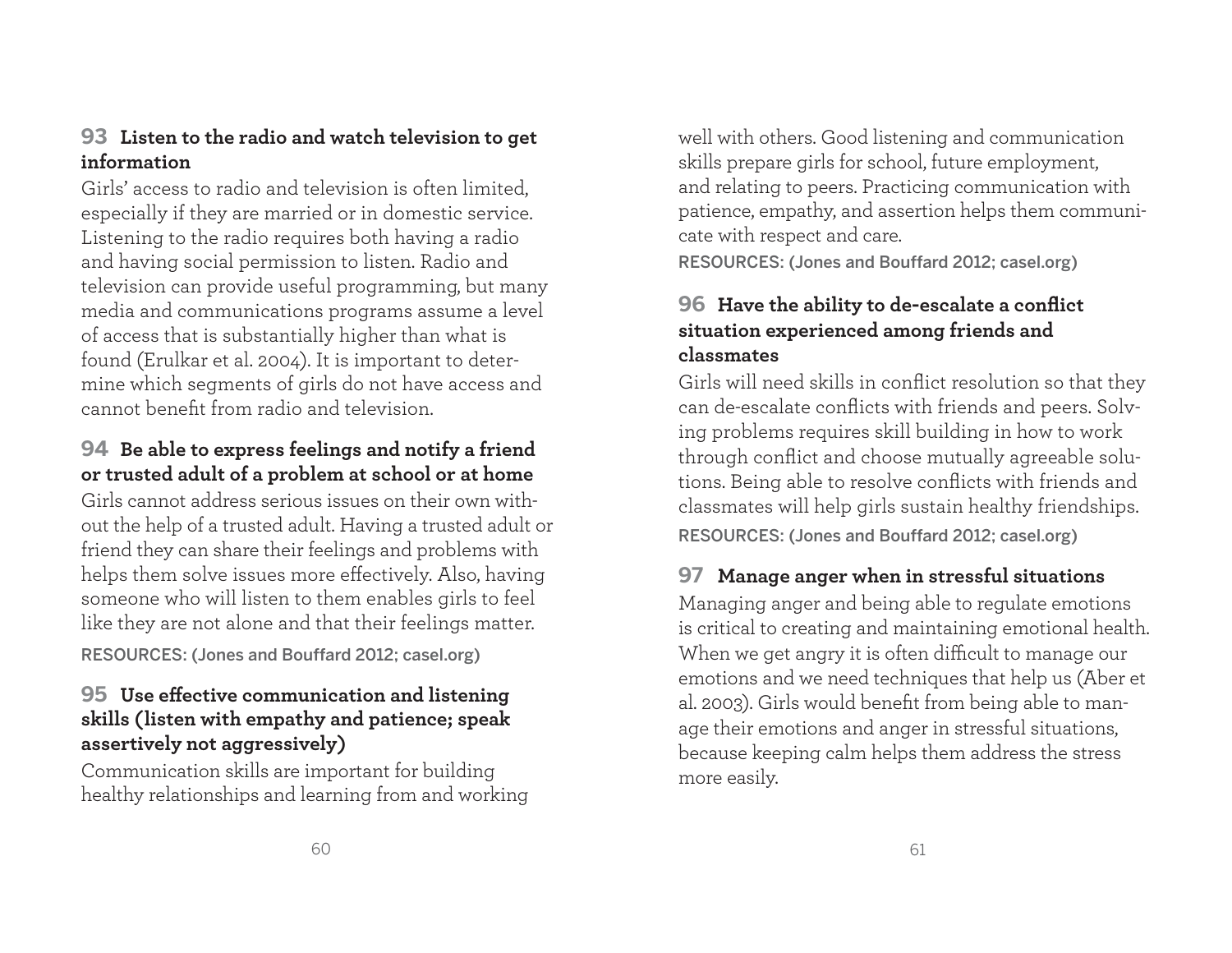### 93 Listen to the radio and watch television to get information

Girls' access to radio and television is often limited, especially if they are married or in domestic service. Listening to the radio requires both having a radio and having social permission to listen. Radio and television can provide useful programming, but many media and communications programs assume a level of access that is substantially higher than what is found (Erulkar et al. 2004). It is important to determine which segments of girls do not have access and cannot benefit from radio and television.

### 94 Be able to express feelings and notify a friend or trusted adult of a problem at school or at home

Girls cannot address serious issues on their own without the help of a trusted adult. Having a trusted adult or friend they can share their feelings and problems with helps them solve issues more effectively. Also, having someone who will listen to them enables girls to feel like they are not alone and that their feelings matter.

RESOURCES: (Jones and Bouffard 2012; casel.org)

### 95 Use effective communication and listening skills (listen with empathy and patience; speak assertively not aggressively)

Communication skills are important for building healthy relationships and learning from and working well with others. Good listening and communication skills prepare girls for school, future employment, and relating to peers. Practicing communication with patience, empathy, and assertion helps them communicate with respect and care.

RESOURCES: (Jones and Bouffard 2012; casel.org)

### 96 Have the ability to de-escalate a conflict situation experienced among friends and classmates

Girls will need skills in conflict resolution so that they can de-escalate conflicts with friends and peers. Solving problems requires skill building in how to work through conflict and choose mutually agreeable solutions. Being able to resolve conflicts with friends and classmates will help girls sustain healthy friendships.

RESOURCES: (Jones and Bouffard 2012; casel.org)

### 97 Manage anger when in stressful situations

Managing anger and being able to regulate emotions is critical to creating and maintaining emotional health. When we get angry it is often difficult to manage our emotions and we need techniques that help us (Aber et al. 2003). Girls would benefit from being able to manage their emotions and anger in stressful situations, because keeping calm helps them address the stress more easily.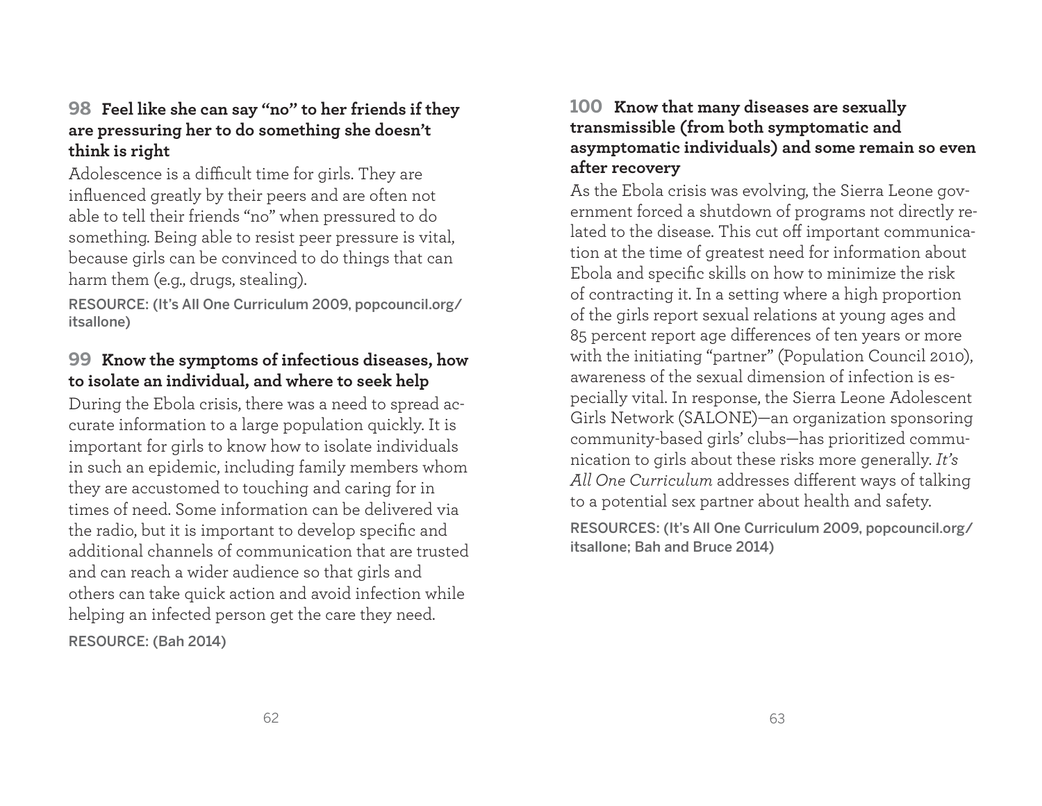### 98 Feel like she can say "no" to her friends if they are pressuring her to do something she doesn't think is right

Adolescence is a difficult time for girls. They are influenced greatly by their peers and are often not able to tell their friends "no" when pressured to do something. Being able to resist peer pressure is vital, because girls can be convinced to do things that can harm them (e.g., drugs, stealing).

RESOURCE: (It's All One Curriculum 2009, popcouncil.org/itsallone)

### 99 Know the symptoms of infectious diseases, how to isolate an individual, and where to seek help

During the Ebola crisis, there was a need to spread accurate information to a large population quickly. It is important for girls to know how to isolate individuals in such an epidemic, including family members whom they are accustomed to touching and caring for in times of need. Some information can be delivered via the radio, but it is important to develop specific and additional channels of communication that are trusted and can reach a wider audience so that girls and others can take quick action and avoid infection while helping an infected person get the care they need.

RESOURCE: (Bah 2014)

### 100 Know that many diseases are sexually transmissible (from both symptomatic and asymptomatic individuals) and some remain so even after recovery

As the Ebola crisis was evolving, the Sierra Leone government forced a shutdown of programs not directly related to the disease. This cut off important communication at the time of greatest need for information about Ebola and specific skills on how to minimize the risk of contracting it. In a setting where a high proportion of the girls report sexual relations at young ages and 85 percent report age differences of ten years or more with the initiating "partner" (Population Council 2010), awareness of the sexual dimension of infection is especially vital. In response, the Sierra Leone Adolescent Girls Network (SALONE)—an organization sponsoring community-based girls' clubs—has prioritized communication to girls about these risks more generally. *It's All One Curriculum* addresses different ways of talking to a potential sex partner about health and safety.

RESOURCES: (It's All One Curriculum 2009, popcouncil.org/itsallone; Bah and Bruce 2014)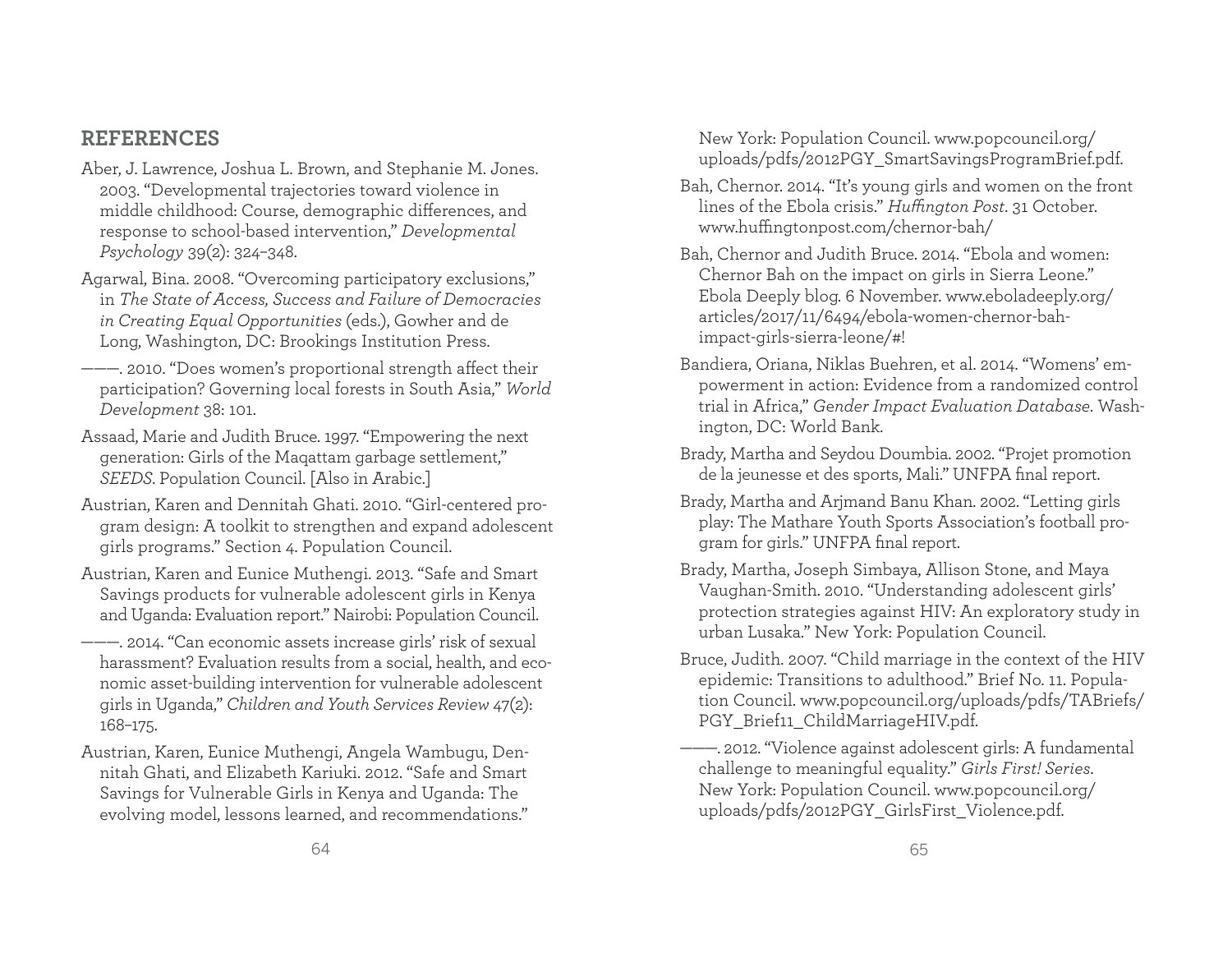## REFERENCES

Aber, J. Lawrence, Joshua L. Brown, and Stephanie M. Jones. 2003. "Developmental trajectories toward violence in middle childhood: Course, demographic differences, and response to school-based intervention," *Developmental Psychology* 39(2): 324–348.

Agarwal, Bina. 2008. "Overcoming participatory exclusions," in *The State of Access, Success and Failure of Democracies in Creating Equal Opportunities* (eds.), Gowher and de Long, Washington, DC: Brookings Institution Press.

———. 2010. "Does women's proportional strength affect their participation? Governing local forests in South Asia," *World Development* 38: 101.

Assaad, Marie and Judith Bruce. 1997. "Empowering the next generation: Girls of the Maqattam garbage settlement," *SEEDS*. Population Council. [Also in Arabic.]

Austrian, Karen and Dennitah Ghati. 2010. "Girl-centered program design: A toolkit to strengthen and expand adolescent girls programs." Section 4. Population Council.

Austrian, Karen and Eunice Muthengi. 2013. "Safe and Smart Savings products for vulnerable adolescent girls in Kenya and Uganda: Evaluation report." Nairobi: Population Council.

———. 2014. "Can economic assets increase girls' risk of sexual harassment? Evaluation results from a social, health, and economic asset-building intervention for vulnerable adolescent girls in Uganda," *Children and Youth Services Review* 47(2): 168–175.

Austrian, Karen, Eunice Muthengi, Angela Wambugu, Dennitah Ghati, and Elizabeth Kariuki. 2012. "Safe and Smart Savings for Vulnerable Girls in Kenya and Uganda: The evolving model, lessons learned, and recommendations." New York: Population Council. www.popcouncil.org/uploads/pdfs/2012PGY_SmartSavingsProgramBrief.pdf.

Bah, Chernor. 2014. "It's young girls and women on the front lines of the Ebola crisis." *Huffington Post*. 31 October. www.huffingtonpost.com/chernor-bah/

Bah, Chernor and Judith Bruce. 2014. "Ebola and women: Chernor Bah on the impact on girls in Sierra Leone." Ebola Deeply blog. 6 November. www.eboladeeply.org/articles/2017/11/6494/ebola-women-chernor-bah-impact-girls-sierra-leone/#!

Bandiera, Oriana, Niklas Buehren, et al. 2014. "Womens' empowerment in action: Evidence from a randomized control trial in Africa," *Gender Impact Evaluation Database*. Washington, DC: World Bank.

Brady, Martha and Seydou Doumbia. 2002. "Projet promotion de la jeunesse et des sports, Mali." UNFPA final report.

Brady, Martha and Arjmand Banu Khan. 2002. "Letting girls play: The Mathare Youth Sports Association's football program for girls." UNFPA final report.

Brady, Martha, Joseph Simbaya, Allison Stone, and Maya Vaughan-Smith. 2010. "Understanding adolescent girls' protection strategies against HIV: An exploratory study in urban Lusaka." New York: Population Council.

Bruce, Judith. 2007. "Child marriage in the context of the HIV epidemic: Transitions to adulthood." Brief No. 11. Population Council. www.popcouncil.org/uploads/pdfs/TABriefs/PGY_Brief11_ChildMarriageHIV.pdf.

———. 2012. "Violence against adolescent girls: A fundamental challenge to meaningful equality." *Girls First! Series*. New York: Population Council. www.popcouncil.org/uploads/pdfs/2012PGY_GirlsFirst_Violence.pdf.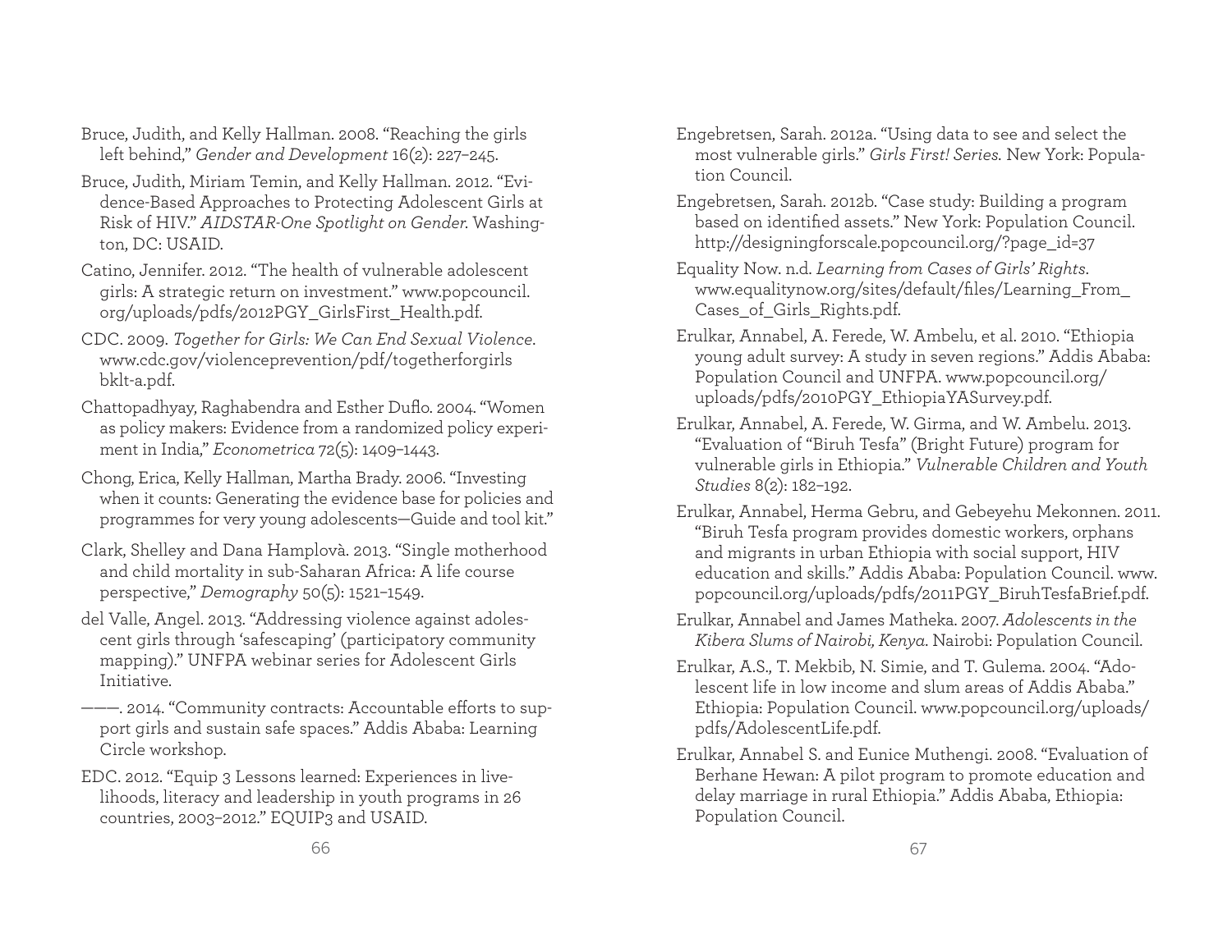Bruce, Judith, and Kelly Hallman. 2008. "Reaching the girls left behind," *Gender and Development* 16(2): 227–245.

Bruce, Judith, Miriam Temin, and Kelly Hallman. 2012. "Evidence-Based Approaches to Protecting Adolescent Girls at Risk of HIV." *AIDSTAR-One Spotlight on Gender*. Washington, DC: USAID.

Catino, Jennifer. 2012. "The health of vulnerable adolescent girls: A strategic return on investment." www.popcouncil.org/uploads/pdfs/2012PGY_GirlsFirst_Health.pdf.

CDC. 2009. *Together for Girls: We Can End Sexual Violence*. www.cdc.gov/violenceprevention/pdf/togetherforgirls bklt-a.pdf.

Chattopadhyay, Raghabendra and Esther Duflo. 2004. "Women as policy makers: Evidence from a randomized policy experiment in India," *Econometrica* 72(5): 1409–1443.

Chong, Erica, Kelly Hallman, Martha Brady. 2006. "Investing when it counts: Generating the evidence base for policies and programmes for very young adolescents—Guide and tool kit."

Clark, Shelley and Dana Hamplovà. 2013. "Single motherhood and child mortality in sub-Saharan Africa: A life course perspective," *Demography* 50(5): 1521–1549.

del Valle, Angel. 2013. "Addressing violence against adolescent girls through 'safescaping' (participatory community mapping)." UNFPA webinar series for Adolescent Girls Initiative.

———. 2014. "Community contracts: Accountable efforts to support girls and sustain safe spaces." Addis Ababa: Learning Circle workshop.

EDC. 2012. "Equip 3 Lessons learned: Experiences in livelihoods, literacy and leadership in youth programs in 26 countries, 2003–2012." EQUIP3 and USAID.

Engebretsen, Sarah. 2012a. "Using data to see and select the most vulnerable girls." *Girls First! Series.* New York: Population Council.

Engebretsen, Sarah. 2012b. "Case study: Building a program based on identified assets." New York: Population Council. http://designingforscale.popcouncil.org/?page_id=37

Equality Now. n.d. *Learning from Cases of Girls' Rights*. www.equalitynow.org/sites/default/files/Learning_From_Cases_of_Girls_Rights.pdf.

Erulkar, Annabel, A. Ferede, W. Ambelu, et al. 2010. "Ethiopia young adult survey: A study in seven regions." Addis Ababa: Population Council and UNFPA. www.popcouncil.org/uploads/pdfs/2010PGY_EthiopiaYASurvey.pdf.

Erulkar, Annabel, A. Ferede, W. Girma, and W. Ambelu. 2013. "Evaluation of "Biruh Tesfa" (Bright Future) program for vulnerable girls in Ethiopia." *Vulnerable Children and Youth Studies* 8(2): 182–192.

Erulkar, Annabel, Herma Gebru, and Gebeyehu Mekonnen. 2011. "Biruh Tesfa program provides domestic workers, orphans and migrants in urban Ethiopia with social support, HIV education and skills." Addis Ababa: Population Council. www.popcouncil.org/uploads/pdfs/2011PGY_BiruhTesfaBrief.pdf.

Erulkar, Annabel and James Matheka. 2007. *Adolescents in the Kibera Slums of Nairobi, Kenya*. Nairobi: Population Council.

Erulkar, A.S., T. Mekbib, N. Simie, and T. Gulema. 2004. "Adolescent life in low income and slum areas of Addis Ababa." Ethiopia: Population Council. www.popcouncil.org/uploads/pdfs/AdolescentLife.pdf.

Erulkar, Annabel S. and Eunice Muthengi. 2008. "Evaluation of Berhane Hewan: A pilot program to promote education and delay marriage in rural Ethiopia." Addis Ababa, Ethiopia: Population Council.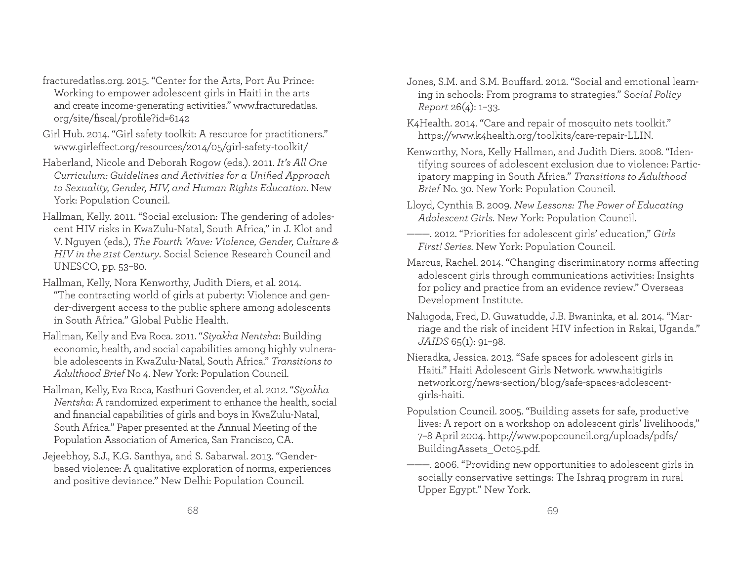fracturedatlas.org. 2015. "Center for the Arts, Port Au Prince: Working to empower adolescent girls in Haiti in the arts and create income-generating activities." www.fracturedatlas.org/site/fiscal/profile?id=6142

Girl Hub. 2014. "Girl safety toolkit: A resource for practitioners." www.girleffect.org/resources/2014/05/girl-safety-toolkit/

Haberland, Nicole and Deborah Rogow (eds.). 2011. *It's All One Curriculum: Guidelines and Activities for a Unified Approach to Sexuality, Gender, HIV, and Human Rights Education.* New York: Population Council.

Hallman, Kelly. 2011. "Social exclusion: The gendering of adolescent HIV risks in KwaZulu-Natal, South Africa," in J. Klot and V. Nguyen (eds.), *The Fourth Wave: Violence, Gender, Culture & HIV in the 21st Century*. Social Science Research Council and UNESCO, pp. 53–80.

Hallman, Kelly, Nora Kenworthy, Judith Diers, et al. 2014. "The contracting world of girls at puberty: Violence and gender-divergent access to the public sphere among adolescents in South Africa." Global Public Health.

Hallman, Kelly and Eva Roca. 2011. "*Siyakha Nentsha*: Building economic, health, and social capabilities among highly vulnerable adolescents in KwaZulu-Natal, South Africa." *Transitions to Adulthood Brief* No 4. New York: Population Council.

Hallman, Kelly, Eva Roca, Kasthuri Govender, et al. 2012. "*Siyakha Nentsha*: A randomized experiment to enhance the health, social and financial capabilities of girls and boys in KwaZulu-Natal, South Africa." Paper presented at the Annual Meeting of the Population Association of America, San Francisco, CA.

Jejeebhoy, S.J., K.G. Santhya, and S. Sabarwal. 2013. "Gender-based violence: A qualitative exploration of norms, experiences and positive deviance." New Delhi: Population Council.

Jones, S.M. and S.M. Bouffard. 2012. "Social and emotional learning in schools: From programs to strategies." *Social Policy Report* 26(4): 1–33.

K4Health. 2014. "Care and repair of mosquito nets toolkit." https://www.k4health.org/toolkits/care-repair-LLIN.

Kenworthy, Nora, Kelly Hallman, and Judith Diers. 2008. "Identifying sources of adolescent exclusion due to violence: Participatory mapping in South Africa." *Transitions to Adulthood Brief* No. 30. New York: Population Council.

Lloyd, Cynthia B. 2009. *New Lessons: The Power of Educating Adolescent Girls.* New York: Population Council.

———. 2012. "Priorities for adolescent girls' education," *Girls First! Series.* New York: Population Council.

Marcus, Rachel. 2014. "Changing discriminatory norms affecting adolescent girls through communications activities: Insights for policy and practice from an evidence review." Overseas Development Institute.

Nalugoda, Fred, D. Guwatudde, J.B. Bwaninka, et al. 2014. "Marriage and the risk of incident HIV infection in Rakai, Uganda." *JAIDS* 65(1): 91–98.

Nieradka, Jessica. 2013. "Safe spaces for adolescent girls in Haiti." Haiti Adolescent Girls Network. www.haitigirlsnetwork.org/news-section/blog/safe-spaces-adolescent-girls-haiti.

Population Council. 2005. "Building assets for safe, productive lives: A report on a workshop on adolescent girls' livelihoods," 7–8 April 2004. http://www.popcouncil.org/uploads/pdfs/BuildingAssets_Oct05.pdf.

———. 2006. "Providing new opportunities to adolescent girls in socially conservative settings: The Ishraq program in rural Upper Egypt." New York.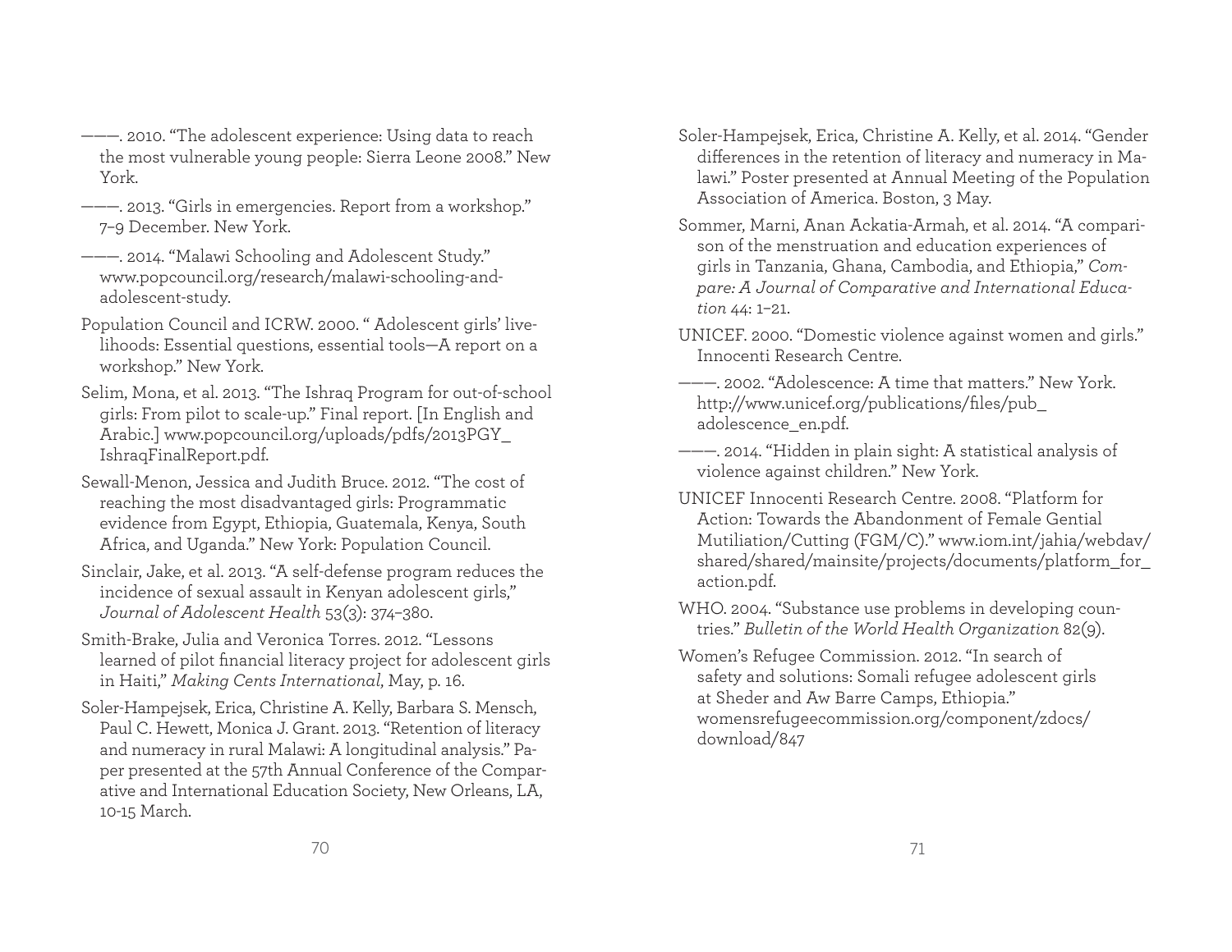———. 2010. "The adolescent experience: Using data to reach the most vulnerable young people: Sierra Leone 2008." New York.

———. 2013. "Girls in emergencies. Report from a workshop." 7–9 December. New York.

———. 2014. "Malawi Schooling and Adolescent Study." www.popcouncil.org/research/malawi-schooling-and-adolescent-study.

Population Council and ICRW. 2000. " Adolescent girls' livelihoods: Essential questions, essential tools—A report on a workshop." New York.

Selim, Mona, et al. 2013. "The Ishraq Program for out-of-school girls: From pilot to scale-up." Final report. [In English and Arabic.] www.popcouncil.org/uploads/pdfs/2013PGY_IshraqFinalReport.pdf.

Sewall-Menon, Jessica and Judith Bruce. 2012. "The cost of reaching the most disadvantaged girls: Programmatic evidence from Egypt, Ethiopia, Guatemala, Kenya, South Africa, and Uganda." New York: Population Council.

Sinclair, Jake, et al. 2013. "A self-defense program reduces the incidence of sexual assault in Kenyan adolescent girls," *Journal of Adolescent Health* 53(3): 374–380.

Smith-Brake, Julia and Veronica Torres. 2012. "Lessons learned of pilot financial literacy project for adolescent girls in Haiti," *Making Cents International*, May, p. 16.

Soler-Hampejsek, Erica, Christine A. Kelly, Barbara S. Mensch, Paul C. Hewett, Monica J. Grant. 2013. "Retention of literacy and numeracy in rural Malawi: A longitudinal analysis." Paper presented at the 57th Annual Conference of the Comparative and International Education Society, New Orleans, LA, 10-15 March.

Soler-Hampejsek, Erica, Christine A. Kelly, et al. 2014. "Gender differences in the retention of literacy and numeracy in Malawi." Poster presented at Annual Meeting of the Population Association of America. Boston, 3 May.

Sommer, Marni, Anan Ackatia-Armah, et al. 2014. "A comparison of the menstruation and education experiences of girls in Tanzania, Ghana, Cambodia, and Ethiopia," *Compare: A Journal of Comparative and International Education* 44: 1–21.

UNICEF. 2000. "Domestic violence against women and girls." Innocenti Research Centre.

———. 2002. "Adolescence: A time that matters." New York. http://www.unicef.org/publications/files/pub_adolescence_en.pdf.

———. 2014. "Hidden in plain sight: A statistical analysis of violence against children." New York.

UNICEF Innocenti Research Centre. 2008. "Platform for Action: Towards the Abandonment of Female Gential Mutiliation/Cutting (FGM/C)." www.iom.int/jahia/webdav/shared/shared/mainsite/projects/documents/platform_for_action.pdf.

WHO. 2004. "Substance use problems in developing countries." *Bulletin of the World Health Organization* 82(9).

Women's Refugee Commission. 2012. "In search of safety and solutions: Somali refugee adolescent girls at Sheder and Aw Barre Camps, Ethiopia." womensrefugeecommission.org/component/zdocs/download/847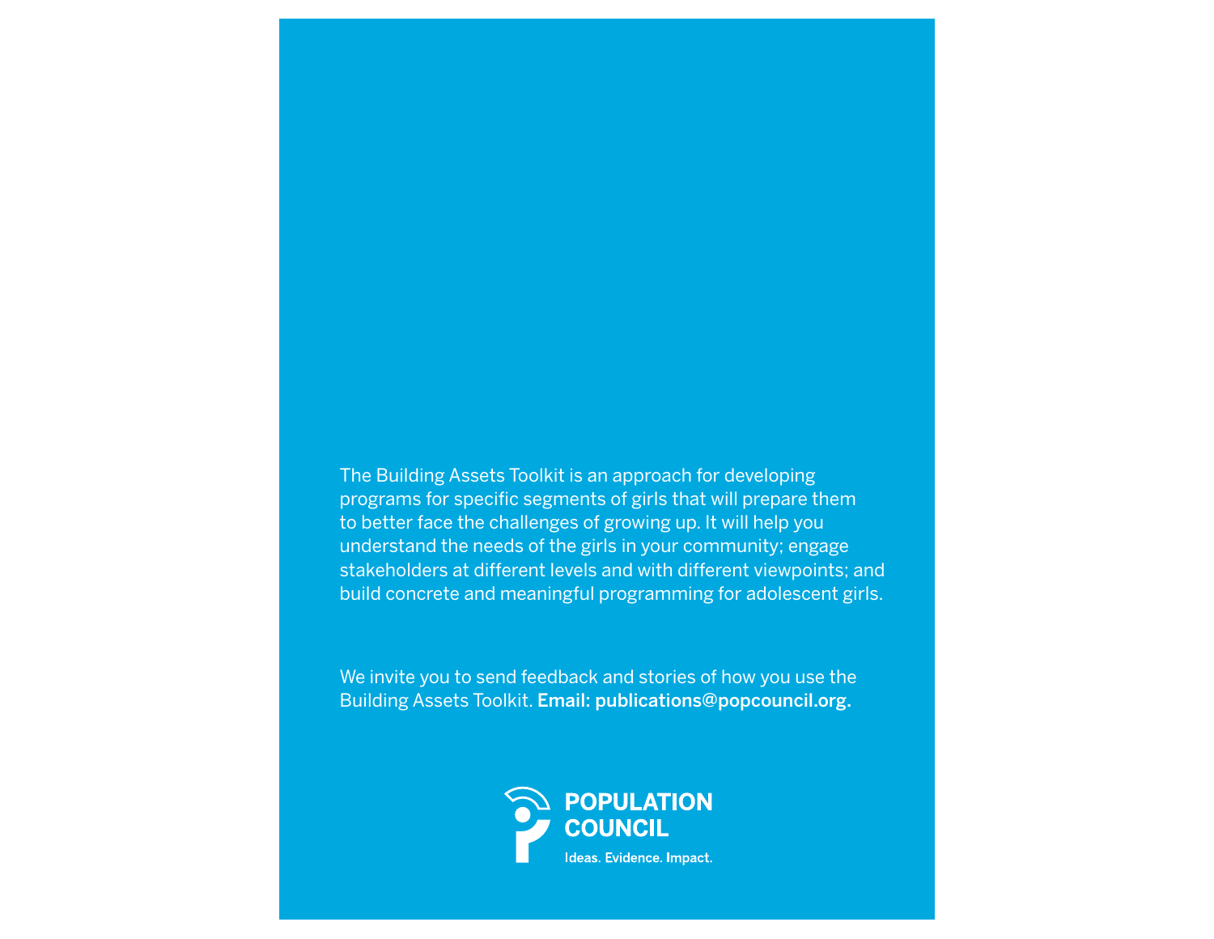The Building Assets Toolkit is an approach for developing programs for specific segments of girls that will prepare them to better face the challenges of growing up. It will help you understand the needs of the girls in your community; engage stakeholders at different levels and with different viewpoints; and build concrete and meaningful programming for adolescent girls.

We invite you to send feedback and stories of how you use the Building Assets Toolkit. **Email: publications@popcouncil.org.**

**POPULATION COUNCIL**

Ideas. Evidence. Impact.